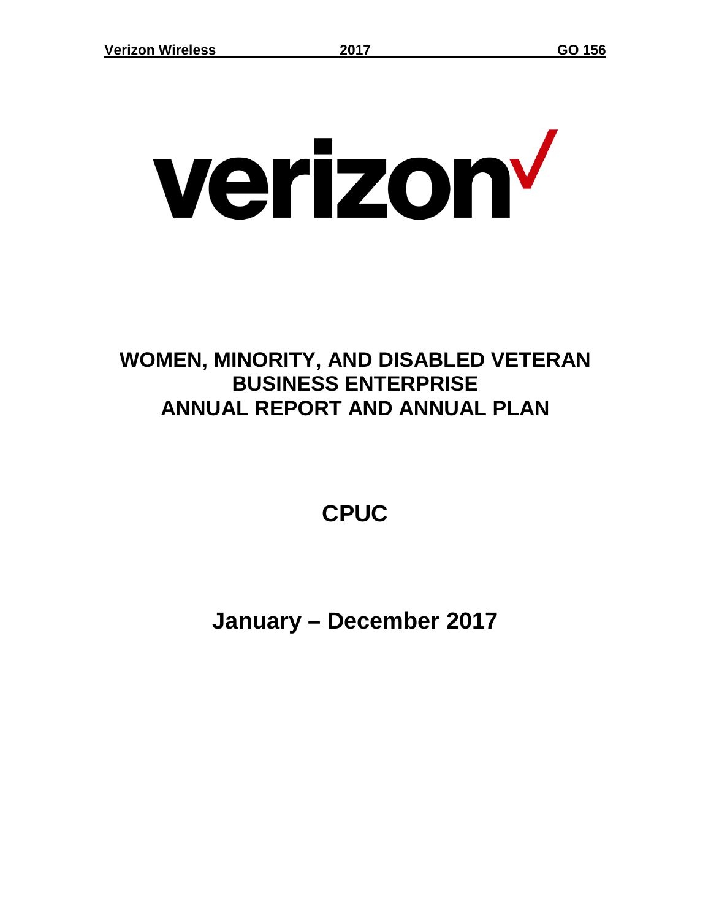verizon✓

# WOMEN, MINORITY, AND DISABLED VETERAN BUSINESS ENTERPRISE ANNUAL REPORT AND ANNUAL PLAN

# CPUC

# January – December 2017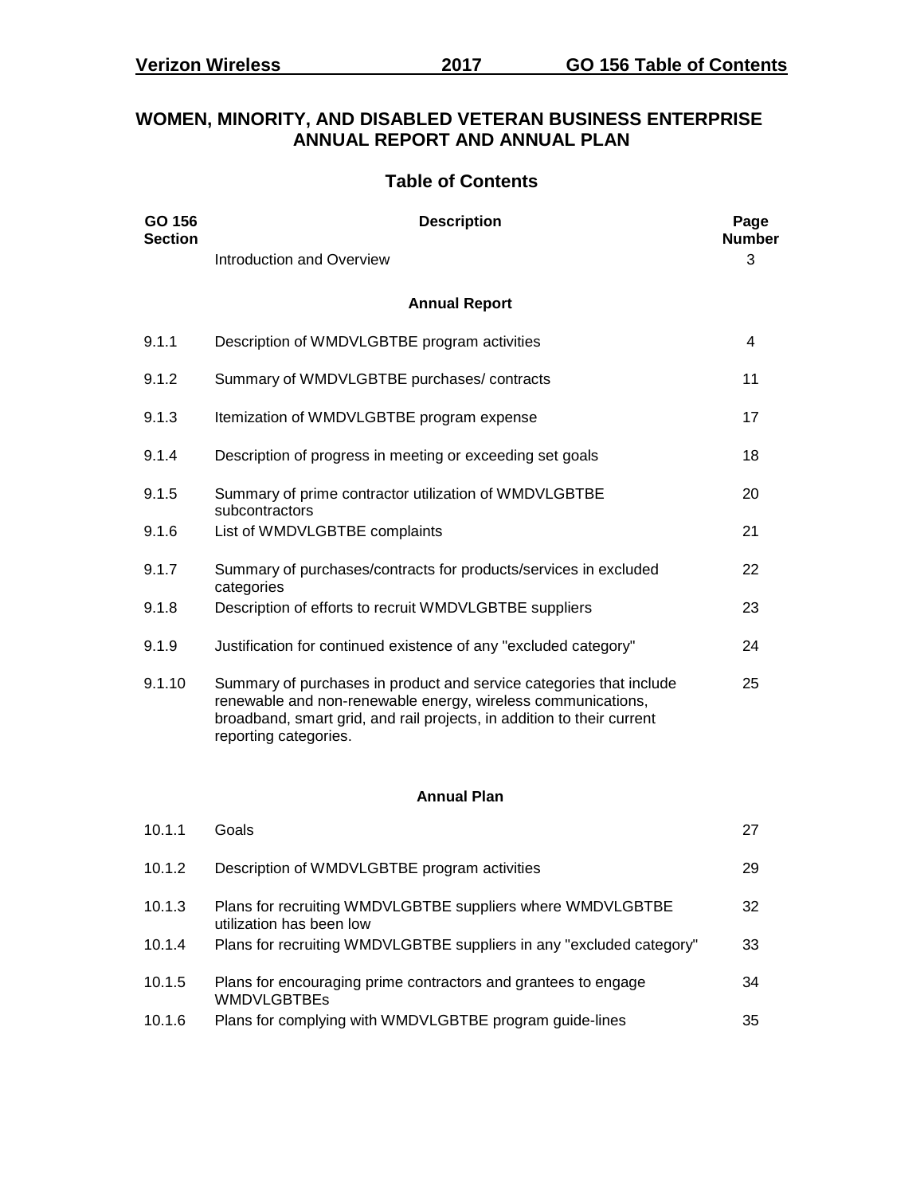## WOMEN, MINORITY, AND DISABLED VETERAN BUSINESS ENTERPRISE ANNUAL REPORT AND ANNUAL PLAN

### Table of Contents

| GO 156 Section | Description | Page Number |
|---|---|---|
| | Introduction and Overview | 3 |
| | **Annual Report** | |
| 9.1.1 | Description of WMDVLGBTBE program activities | 4 |
| 9.1.2 | Summary of WMDVLGBTBE purchases/ contracts | 11 |
| 9.1.3 | Itemization of WMDVLGBTBE program expense | 17 |
| 9.1.4 | Description of progress in meeting or exceeding set goals | 18 |
| 9.1.5 | Summary of prime contractor utilization of WMDVLGBTBE subcontractors | 20 |
| 9.1.6 | List of WMDVLGBTBE complaints | 21 |
| 9.1.7 | Summary of purchases/contracts for products/services in excluded categories | 22 |
| 9.1.8 | Description of efforts to recruit WMDVLGBTBE suppliers | 23 |
| 9.1.9 | Justification for continued existence of any "excluded category" | 24 |
| 9.1.10 | Summary of purchases in product and service categories that include renewable and non-renewable energy, wireless communications, broadband, smart grid, and rail projects, in addition to their current reporting categories. | 25 |
| | **Annual Plan** | |
| 10.1.1 | Goals | 27 |
| 10.1.2 | Description of WMDVLGBTBE program activities | 29 |
| 10.1.3 | Plans for recruiting WMDVLGBTBE suppliers where WMDVLGBTBE utilization has been low | 32 |
| 10.1.4 | Plans for recruiting WMDVLGBTBE suppliers in any "excluded category" | 33 |
| 10.1.5 | Plans for encouraging prime contractors and grantees to engage WMDVLGBTBEs | 34 |
| 10.1.6 | Plans for complying with WMDVLGBTBE program guide-lines | 35 |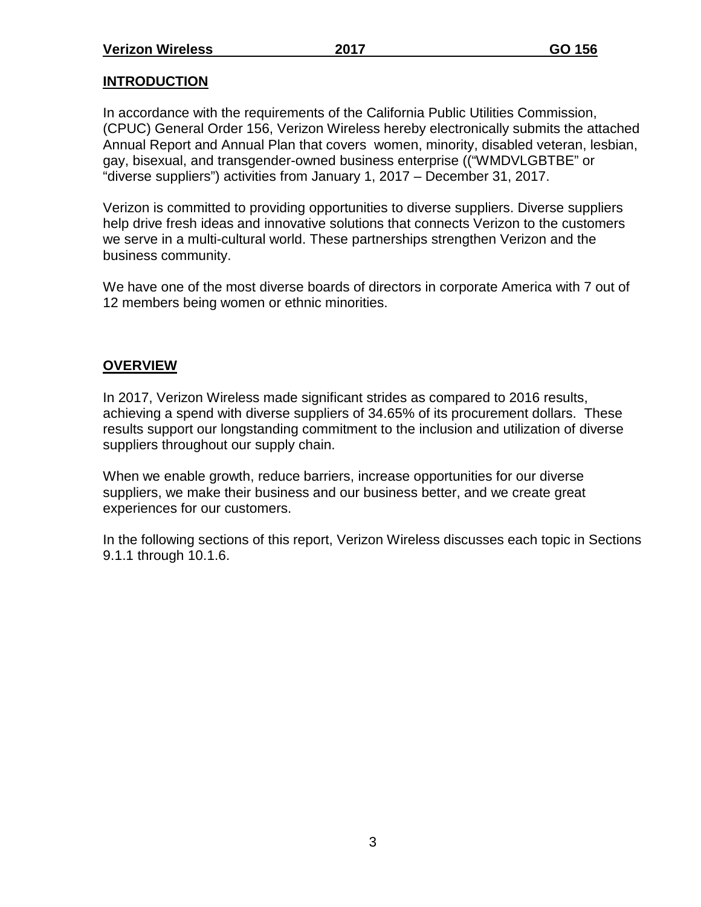## INTRODUCTION

In accordance with the requirements of the California Public Utilities Commission, (CPUC) General Order 156, Verizon Wireless hereby electronically submits the attached Annual Report and Annual Plan that covers women, minority, disabled veteran, lesbian, gay, bisexual, and transgender-owned business enterprise ((“WMDVLGBTBE” or “diverse suppliers”) activities from January 1, 2017 – December 31, 2017.

Verizon is committed to providing opportunities to diverse suppliers. Diverse suppliers help drive fresh ideas and innovative solutions that connects Verizon to the customers we serve in a multi-cultural world. These partnerships strengthen Verizon and the business community.

We have one of the most diverse boards of directors in corporate America with 7 out of 12 members being women or ethnic minorities.

## OVERVIEW

In 2017, Verizon Wireless made significant strides as compared to 2016 results, achieving a spend with diverse suppliers of 34.65% of its procurement dollars. These results support our longstanding commitment to the inclusion and utilization of diverse suppliers throughout our supply chain.

When we enable growth, reduce barriers, increase opportunities for our diverse suppliers, we make their business and our business better, and we create great experiences for our customers.

In the following sections of this report, Verizon Wireless discusses each topic in Sections 9.1.1 through 10.1.6.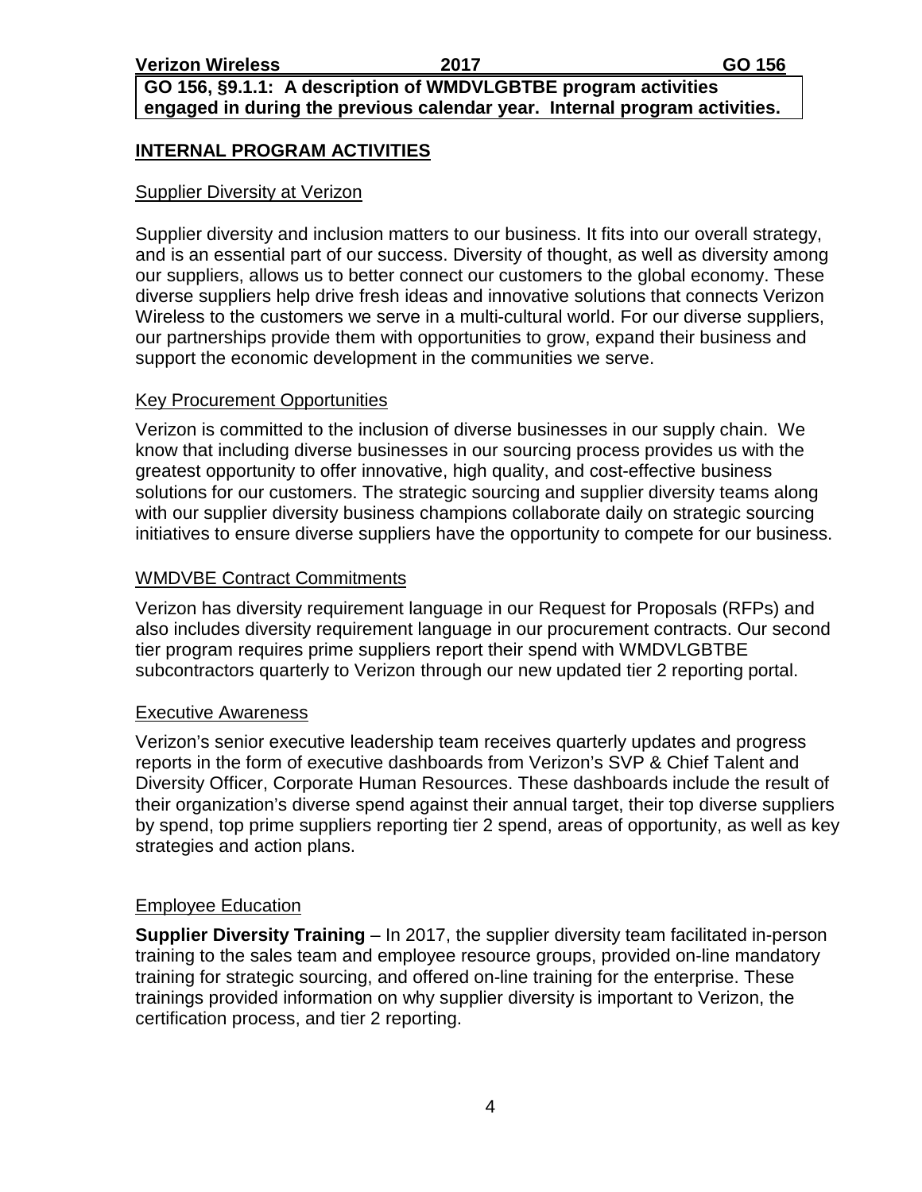**GO 156, §9.1.1: A description of WMDVLGBTBE program activities engaged in during the previous calendar year. Internal program activities.**

## INTERNAL PROGRAM ACTIVITIES

### Supplier Diversity at Verizon

Supplier diversity and inclusion matters to our business. It fits into our overall strategy, and is an essential part of our success. Diversity of thought, as well as diversity among our suppliers, allows us to better connect our customers to the global economy. These diverse suppliers help drive fresh ideas and innovative solutions that connects Verizon Wireless to the customers we serve in a multi-cultural world. For our diverse suppliers, our partnerships provide them with opportunities to grow, expand their business and support the economic development in the communities we serve.

### Key Procurement Opportunities

Verizon is committed to the inclusion of diverse businesses in our supply chain. We know that including diverse businesses in our sourcing process provides us with the greatest opportunity to offer innovative, high quality, and cost-effective business solutions for our customers. The strategic sourcing and supplier diversity teams along with our supplier diversity business champions collaborate daily on strategic sourcing initiatives to ensure diverse suppliers have the opportunity to compete for our business.

### WMDVBE Contract Commitments

Verizon has diversity requirement language in our Request for Proposals (RFPs) and also includes diversity requirement language in our procurement contracts. Our second tier program requires prime suppliers report their spend with WMDVLGBTBE subcontractors quarterly to Verizon through our new updated tier 2 reporting portal.

### Executive Awareness

Verizon's senior executive leadership team receives quarterly updates and progress reports in the form of executive dashboards from Verizon's SVP & Chief Talent and Diversity Officer, Corporate Human Resources. These dashboards include the result of their organization's diverse spend against their annual target, their top diverse suppliers by spend, top prime suppliers reporting tier 2 spend, areas of opportunity, as well as key strategies and action plans.

### Employee Education

**Supplier Diversity Training** – In 2017, the supplier diversity team facilitated in-person training to the sales team and employee resource groups, provided on-line mandatory training for strategic sourcing, and offered on-line training for the enterprise. These trainings provided information on why supplier diversity is important to Verizon, the certification process, and tier 2 reporting.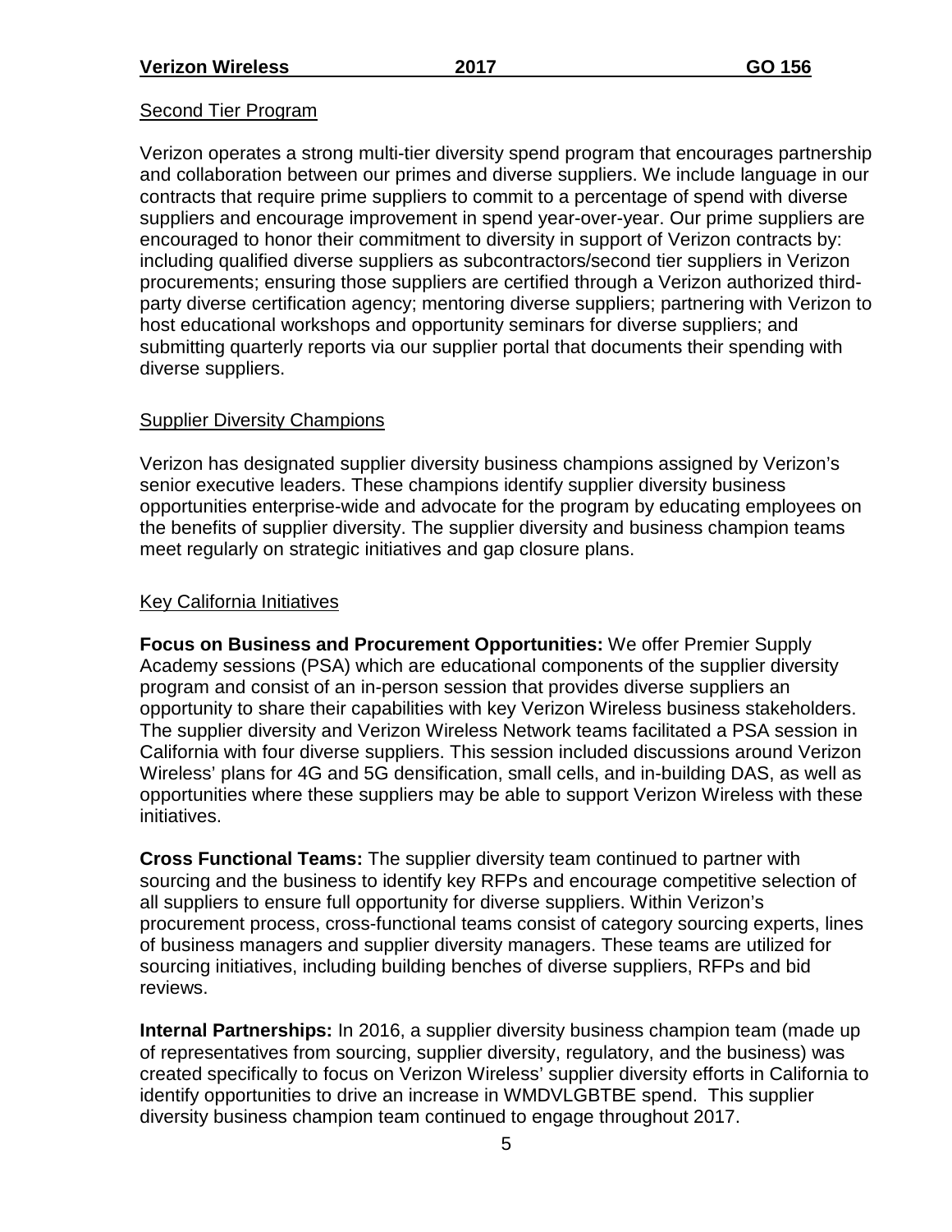## Second Tier Program

Verizon operates a strong multi-tier diversity spend program that encourages partnership and collaboration between our primes and diverse suppliers. We include language in our contracts that require prime suppliers to commit to a percentage of spend with diverse suppliers and encourage improvement in spend year-over-year. Our prime suppliers are encouraged to honor their commitment to diversity in support of Verizon contracts by: including qualified diverse suppliers as subcontractors/second tier suppliers in Verizon procurements; ensuring those suppliers are certified through a Verizon authorized third-party diverse certification agency; mentoring diverse suppliers; partnering with Verizon to host educational workshops and opportunity seminars for diverse suppliers; and submitting quarterly reports via our supplier portal that documents their spending with diverse suppliers.

## Supplier Diversity Champions

Verizon has designated supplier diversity business champions assigned by Verizon's senior executive leaders. These champions identify supplier diversity business opportunities enterprise-wide and advocate for the program by educating employees on the benefits of supplier diversity. The supplier diversity and business champion teams meet regularly on strategic initiatives and gap closure plans.

## Key California Initiatives

**Focus on Business and Procurement Opportunities:** We offer Premier Supply Academy sessions (PSA) which are educational components of the supplier diversity program and consist of an in-person session that provides diverse suppliers an opportunity to share their capabilities with key Verizon Wireless business stakeholders. The supplier diversity and Verizon Wireless Network teams facilitated a PSA session in California with four diverse suppliers. This session included discussions around Verizon Wireless' plans for 4G and 5G densification, small cells, and in-building DAS, as well as opportunities where these suppliers may be able to support Verizon Wireless with these initiatives.

**Cross Functional Teams:** The supplier diversity team continued to partner with sourcing and the business to identify key RFPs and encourage competitive selection of all suppliers to ensure full opportunity for diverse suppliers. Within Verizon's procurement process, cross-functional teams consist of category sourcing experts, lines of business managers and supplier diversity managers. These teams are utilized for sourcing initiatives, including building benches of diverse suppliers, RFPs and bid reviews.

**Internal Partnerships:** In 2016, a supplier diversity business champion team (made up of representatives from sourcing, supplier diversity, regulatory, and the business) was created specifically to focus on Verizon Wireless' supplier diversity efforts in California to identify opportunities to drive an increase in WMDVLGBTBE spend. This supplier diversity business champion team continued to engage throughout 2017.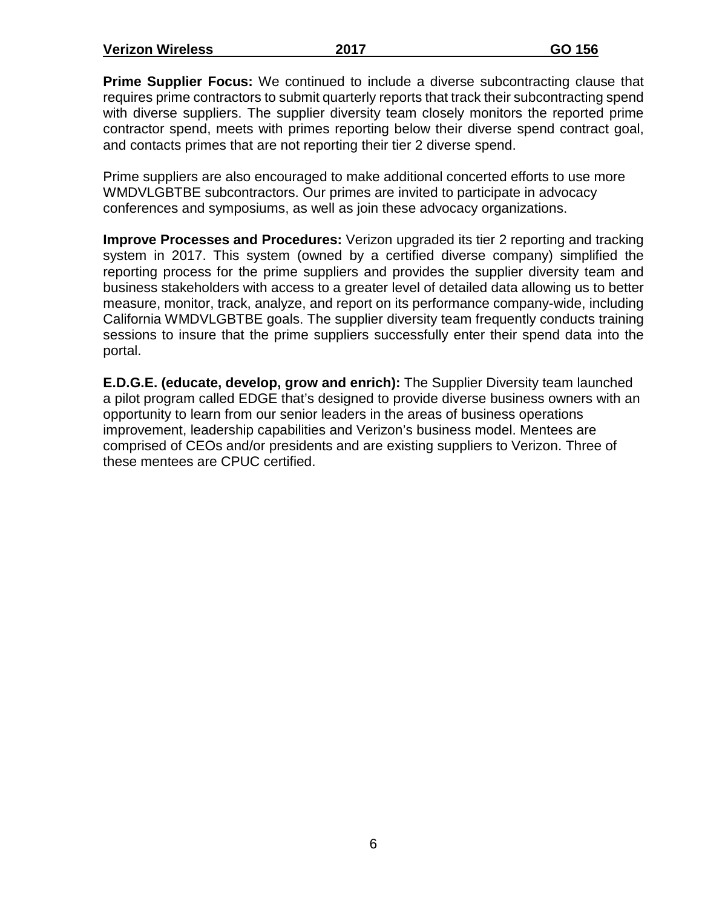**Prime Supplier Focus:** We continued to include a diverse subcontracting clause that requires prime contractors to submit quarterly reports that track their subcontracting spend with diverse suppliers. The supplier diversity team closely monitors the reported prime contractor spend, meets with primes reporting below their diverse spend contract goal, and contacts primes that are not reporting their tier 2 diverse spend.

Prime suppliers are also encouraged to make additional concerted efforts to use more WMDVLGBTBE subcontractors. Our primes are invited to participate in advocacy conferences and symposiums, as well as join these advocacy organizations.

**Improve Processes and Procedures:** Verizon upgraded its tier 2 reporting and tracking system in 2017. This system (owned by a certified diverse company) simplified the reporting process for the prime suppliers and provides the supplier diversity team and business stakeholders with access to a greater level of detailed data allowing us to better measure, monitor, track, analyze, and report on its performance company-wide, including California WMDVLGBTBE goals. The supplier diversity team frequently conducts training sessions to insure that the prime suppliers successfully enter their spend data into the portal.

**E.D.G.E. (educate, develop, grow and enrich):** The Supplier Diversity team launched a pilot program called EDGE that's designed to provide diverse business owners with an opportunity to learn from our senior leaders in the areas of business operations improvement, leadership capabilities and Verizon's business model. Mentees are comprised of CEOs and/or presidents and are existing suppliers to Verizon. Three of these mentees are CPUC certified.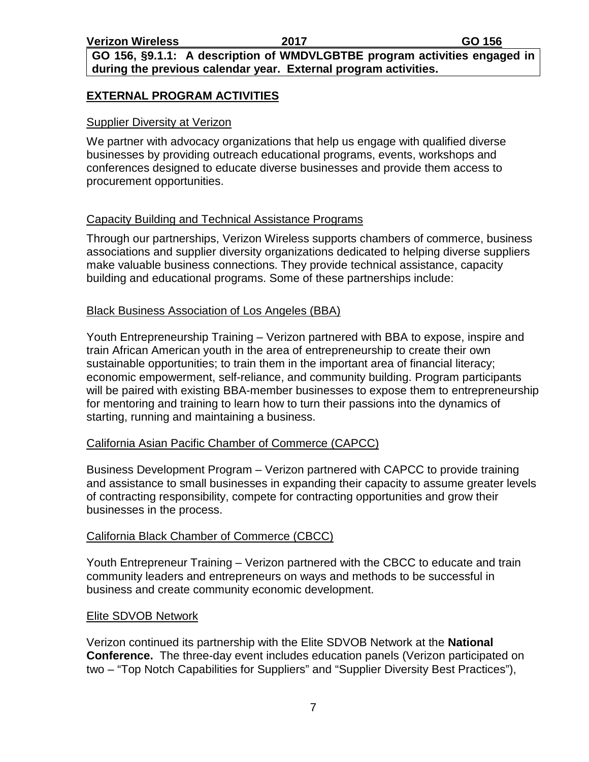**GO 156, §9.1.1: A description of WMDVLGBTBE program activities engaged in during the previous calendar year. External program activities.**

## EXTERNAL PROGRAM ACTIVITIES

### Supplier Diversity at Verizon

We partner with advocacy organizations that help us engage with qualified diverse businesses by providing outreach educational programs, events, workshops and conferences designed to educate diverse businesses and provide them access to procurement opportunities.

### Capacity Building and Technical Assistance Programs

Through our partnerships, Verizon Wireless supports chambers of commerce, business associations and supplier diversity organizations dedicated to helping diverse suppliers make valuable business connections. They provide technical assistance, capacity building and educational programs. Some of these partnerships include:

### Black Business Association of Los Angeles (BBA)

Youth Entrepreneurship Training – Verizon partnered with BBA to expose, inspire and train African American youth in the area of entrepreneurship to create their own sustainable opportunities; to train them in the important area of financial literacy; economic empowerment, self-reliance, and community building. Program participants will be paired with existing BBA-member businesses to expose them to entrepreneurship for mentoring and training to learn how to turn their passions into the dynamics of starting, running and maintaining a business.

### California Asian Pacific Chamber of Commerce (CAPCC)

Business Development Program – Verizon partnered with CAPCC to provide training and assistance to small businesses in expanding their capacity to assume greater levels of contracting responsibility, compete for contracting opportunities and grow their businesses in the process.

### California Black Chamber of Commerce (CBCC)

Youth Entrepreneur Training – Verizon partnered with the CBCC to educate and train community leaders and entrepreneurs on ways and methods to be successful in business and create community economic development.

### Elite SDVOB Network

Verizon continued its partnership with the Elite SDVOB Network at the **National Conference.** The three-day event includes education panels (Verizon participated on two – "Top Notch Capabilities for Suppliers" and "Supplier Diversity Best Practices"),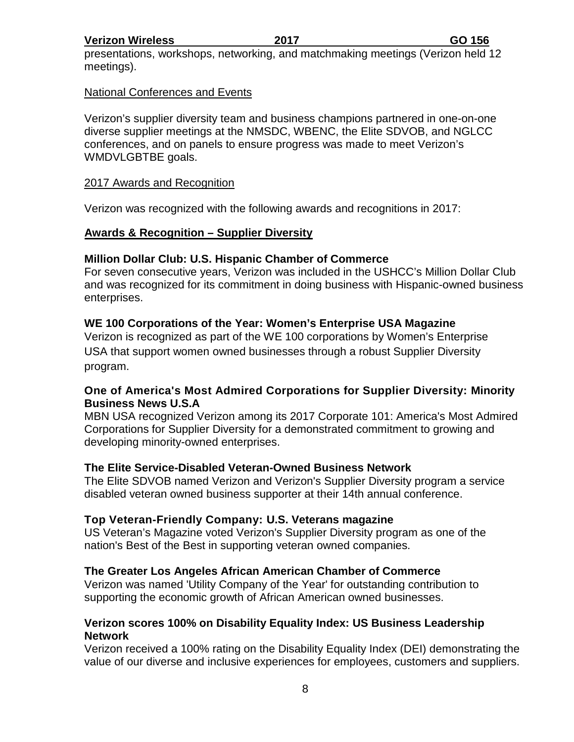presentations, workshops, networking, and matchmaking meetings (Verizon held 12 meetings).

National Conferences and Events

Verizon's supplier diversity team and business champions partnered in one-on-one diverse supplier meetings at the NMSDC, WBENC, the Elite SDVOB, and NGLCC conferences, and on panels to ensure progress was made to meet Verizon's WMDVLGBTBE goals.

2017 Awards and Recognition

Verizon was recognized with the following awards and recognitions in 2017:

## Awards & Recognition – Supplier Diversity

**Million Dollar Club: U.S. Hispanic Chamber of Commerce**
For seven consecutive years, Verizon was included in the USHCC's Million Dollar Club and was recognized for its commitment in doing business with Hispanic-owned business enterprises.

**WE 100 Corporations of the Year: Women's Enterprise USA Magazine**
Verizon is recognized as part of the WE 100 corporations by Women's Enterprise USA that support women owned businesses through a robust Supplier Diversity program.

**One of America's Most Admired Corporations for Supplier Diversity: Minority Business News U.S.A**
MBN USA recognized Verizon among its 2017 Corporate 101: America's Most Admired Corporations for Supplier Diversity for a demonstrated commitment to growing and developing minority-owned enterprises.

**The Elite Service-Disabled Veteran-Owned Business Network**
The Elite SDVOB named Verizon and Verizon's Supplier Diversity program a service disabled veteran owned business supporter at their 14th annual conference.

**Top Veteran-Friendly Company: U.S. Veterans magazine**
US Veteran's Magazine voted Verizon's Supplier Diversity program as one of the nation's Best of the Best in supporting veteran owned companies.

**The Greater Los Angeles African American Chamber of Commerce**
Verizon was named 'Utility Company of the Year' for outstanding contribution to supporting the economic growth of African American owned businesses.

**Verizon scores 100% on Disability Equality Index: US Business Leadership Network**
Verizon received a 100% rating on the Disability Equality Index (DEI) demonstrating the value of our diverse and inclusive experiences for employees, customers and suppliers.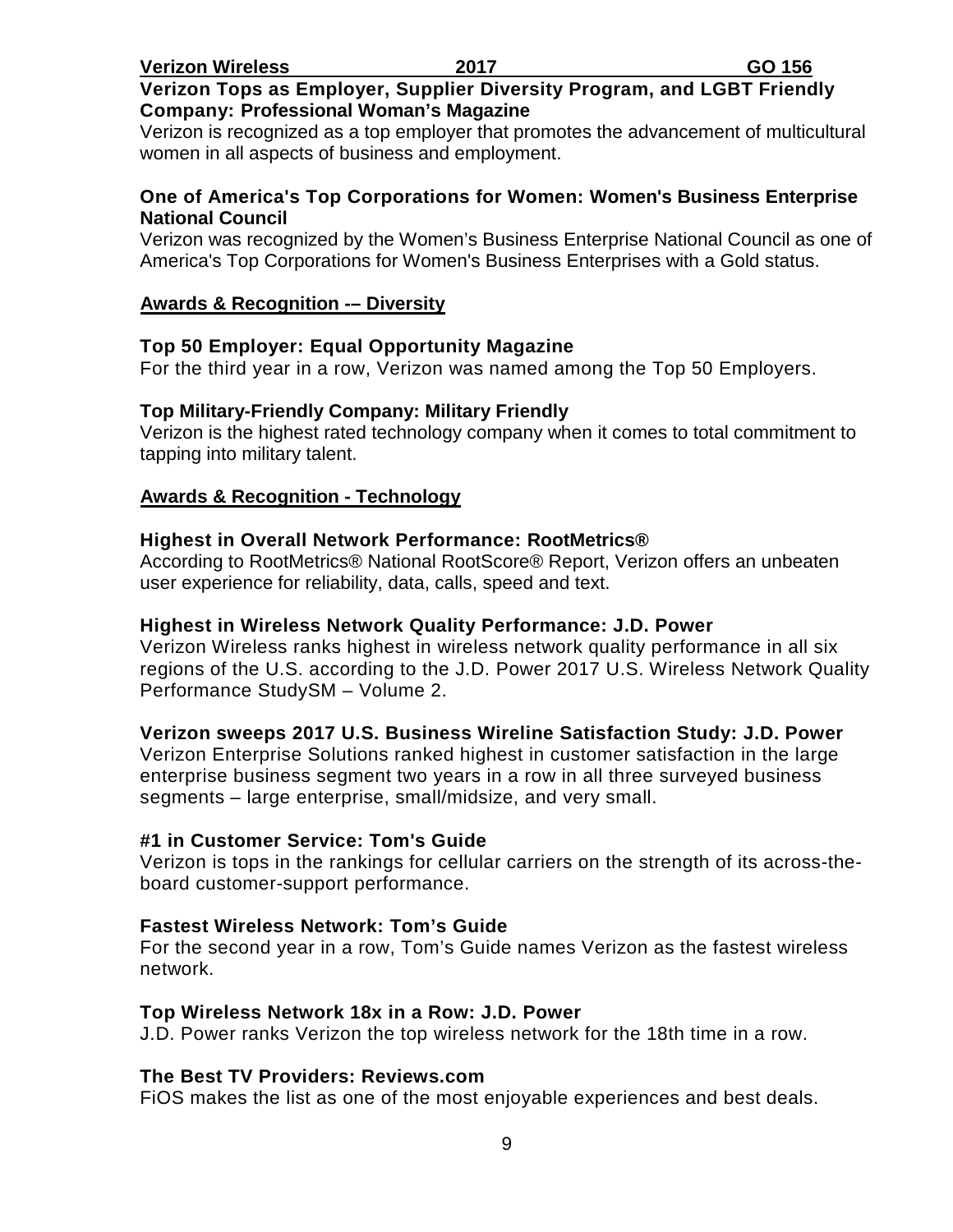**Verizon Tops as Employer, Supplier Diversity Program, and LGBT Friendly Company: Professional Woman's Magazine**
Verizon is recognized as a top employer that promotes the advancement of multicultural women in all aspects of business and employment.

**One of America's Top Corporations for Women: Women's Business Enterprise National Council**
Verizon was recognized by the Women's Business Enterprise National Council as one of America's Top Corporations for Women's Business Enterprises with a Gold status.

## Awards & Recognition -– Diversity

**Top 50 Employer: Equal Opportunity Magazine**
For the third year in a row, Verizon was named among the Top 50 Employers.

**Top Military-Friendly Company: Military Friendly**
Verizon is the highest rated technology company when it comes to total commitment to tapping into military talent.

## Awards & Recognition - Technology

**Highest in Overall Network Performance: RootMetrics®**
According to RootMetrics® National RootScore® Report, Verizon offers an unbeaten user experience for reliability, data, calls, speed and text.

**Highest in Wireless Network Quality Performance: J.D. Power**
Verizon Wireless ranks highest in wireless network quality performance in all six regions of the U.S. according to the J.D. Power 2017 U.S. Wireless Network Quality Performance StudySM – Volume 2.

**Verizon sweeps 2017 U.S. Business Wireline Satisfaction Study: J.D. Power**
Verizon Enterprise Solutions ranked highest in customer satisfaction in the large enterprise business segment two years in a row in all three surveyed business segments – large enterprise, small/midsize, and very small.

**#1 in Customer Service: Tom's Guide**
Verizon is tops in the rankings for cellular carriers on the strength of its across-the-board customer-support performance.

**Fastest Wireless Network: Tom's Guide**
For the second year in a row, Tom's Guide names Verizon as the fastest wireless network.

**Top Wireless Network 18x in a Row: J.D. Power**
J.D. Power ranks Verizon the top wireless network for the 18th time in a row.

**The Best TV Providers: Reviews.com**
FiOS makes the list as one of the most enjoyable experiences and best deals.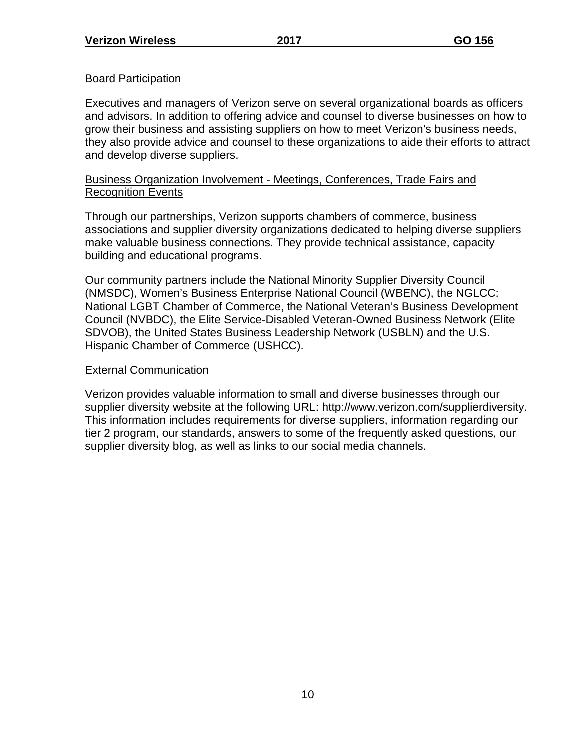### Board Participation

Executives and managers of Verizon serve on several organizational boards as officers and advisors. In addition to offering advice and counsel to diverse businesses on how to grow their business and assisting suppliers on how to meet Verizon's business needs, they also provide advice and counsel to these organizations to aide their efforts to attract and develop diverse suppliers.

### Business Organization Involvement - Meetings, Conferences, Trade Fairs and Recognition Events

Through our partnerships, Verizon supports chambers of commerce, business associations and supplier diversity organizations dedicated to helping diverse suppliers make valuable business connections. They provide technical assistance, capacity building and educational programs.

Our community partners include the National Minority Supplier Diversity Council (NMSDC), Women's Business Enterprise National Council (WBENC), the NGLCC: National LGBT Chamber of Commerce, the National Veteran's Business Development Council (NVBDC), the Elite Service-Disabled Veteran-Owned Business Network (Elite SDVOB), the United States Business Leadership Network (USBLN) and the U.S. Hispanic Chamber of Commerce (USHCC).

### External Communication

Verizon provides valuable information to small and diverse businesses through our supplier diversity website at the following URL: http://www.verizon.com/supplierdiversity. This information includes requirements for diverse suppliers, information regarding our tier 2 program, our standards, answers to some of the frequently asked questions, our supplier diversity blog, as well as links to our social media channels.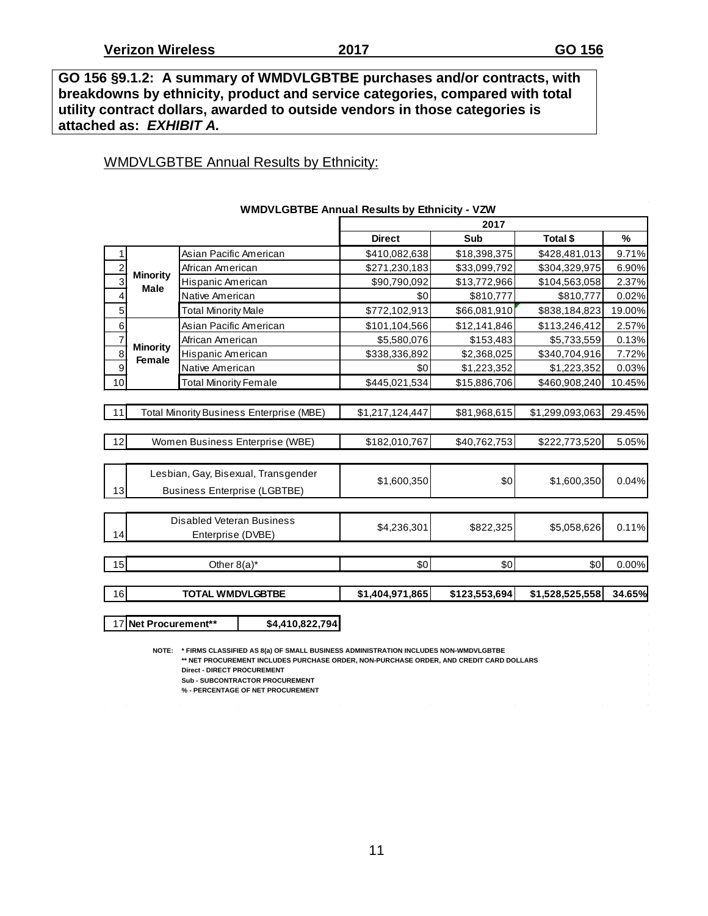**GO 156 §9.1.2: A summary of WMDVLGBTBE purchases and/or contracts, with breakdowns by ethnicity, product and service categories, compared with total utility contract dollars, awarded to outside vendors in those categories is attached as: *EXHIBIT A.***

WMDVLGBTBE Annual Results by Ethnicity:

**WMDVLGBTBE Annual Results by Ethnicity - VZW**

| | | | 2017 | | | |
|---|---|---|---|---|---|---|
| | | | **Direct** | **Sub** | **Total $** | **%** |
| 1 | **Minority Male** | Asian Pacific American | $410,082,638 | $18,398,375 | $428,481,013 | 9.71% |
| 2 | | African American | $271,230,183 | $33,099,792 | $304,329,975 | 6.90% |
| 3 | | Hispanic American | $90,790,092 | $13,772,966 | $104,563,058 | 2.37% |
| 4 | | Native American | $0 | $810,777 | $810,777 | 0.02% |
| 5 | | Total Minority Male | $772,102,913 | $66,081,910 | $838,184,823 | 19.00% |
| 6 | **Minority Female** | Asian Pacific American | $101,104,566 | $12,141,846 | $113,246,412 | 2.57% |
| 7 | | African American | $5,580,076 | $153,483 | $5,733,559 | 0.13% |
| 8 | | Hispanic American | $338,336,892 | $2,368,025 | $340,704,916 | 7.72% |
| 9 | | Native American | $0 | $1,223,352 | $1,223,352 | 0.03% |
| 10 | | Total Minority Female | $445,021,534 | $15,886,706 | $460,908,240 | 10.45% |
| 11 | Total Minority Business Enterprise (MBE) | | $1,217,124,447 | $81,968,615 | $1,299,093,063 | 29.45% |
| 12 | Women Business Enterprise (WBE) | | $182,010,767 | $40,762,753 | $222,773,520 | 5.05% |
| 13 | Lesbian, Gay, Bisexual, Transgender Business Enterprise (LGBTBE) | | $1,600,350 | $0 | $1,600,350 | 0.04% |
| 14 | Disabled Veteran Business Enterprise (DVBE) | | $4,236,301 | $822,325 | $5,058,626 | 0.11% |
| 15 | Other 8(a)* | | $0 | $0 | $0 | 0.00% |
| 16 | **TOTAL WMDVLGBTBE** | | **$1,404,971,865** | **$123,553,694** | **$1,528,525,558** | **34.65%** |
| 17 | **Net Procurement\*\*** | **$4,410,822,794** | | | | |

NOTE: * FIRMS CLASSIFIED AS 8(a) OF SMALL BUSINESS ADMINISTRATION INCLUDES NON-WMDVLGBTBE
** NET PROCUREMENT INCLUDES PURCHASE ORDER, NON-PURCHASE ORDER, AND CREDIT CARD DOLLARS
Direct - DIRECT PROCUREMENT
Sub - SUBCONTRACTOR PROCUREMENT
% - PERCENTAGE OF NET PROCUREMENT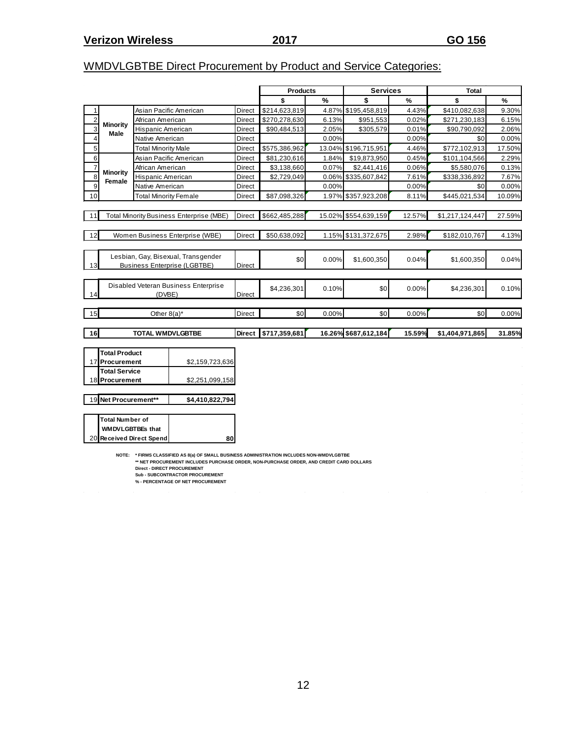Verizon Wireless 2017 GO 156

## WMDVLGBTBE Direct Procurement by Product and Service Categories:

| | | | | Products | | Services | | Total | |
|---|---|---|---|---|---|---|---|---|---|
| | | | | $ | % | $ | % | $ | % |
| 1 | Minority Male | Asian Pacific American | Direct | $214,623,819 | 4.87% | $195,458,819 | 4.43% | $410,082,638 | 9.30% |
| 2 | | African American | Direct | $270,278,630 | 6.13% | $951,553 | 0.02% | $271,230,183 | 6.15% |
| 3 | | Hispanic American | Direct | $90,484,513 | 2.05% | $305,579 | 0.01% | $90,790,092 | 2.06% |
| 4 | | Native American | Direct | | 0.00% | | 0.00% | $0 | 0.00% |
| 5 | | Total Minority Male | Direct | $575,386,962 | 13.04% | $196,715,951 | 4.46% | $772,102,913 | 17.50% |
| 6 | Minority Female | Asian Pacific American | Direct | $81,230,616 | 1.84% | $19,873,950 | 0.45% | $101,104,566 | 2.29% |
| 7 | | African American | Direct | $3,138,660 | 0.07% | $2,441,416 | 0.06% | $5,580,076 | 0.13% |
| 8 | | Hispanic American | Direct | $2,729,049 | 0.06% | $335,607,842 | 7.61% | $338,336,892 | 7.67% |
| 9 | | Native American | Direct | | 0.00% | | 0.00% | $0 | 0.00% |
| 10 | | Total Minority Female | Direct | $87,098,326 | 1.97% | $357,923,208 | 8.11% | $445,021,534 | 10.09% |
| 11 | Total Minority Business Enterprise (MBE) | | Direct | $662,485,288 | 15.02% | $554,639,159 | 12.57% | $1,217,124,447 | 27.59% |
| 12 | Women Business Enterprise (WBE) | | Direct | $50,638,092 | 1.15% | $131,372,675 | 2.98% | $182,010,767 | 4.13% |
| 13 | Lesbian, Gay, Bisexual, Transgender Business Enterprise (LGBTBE) | | Direct | $0 | 0.00% | $1,600,350 | 0.04% | $1,600,350 | 0.04% |
| 14 | Disabled Veteran Business Enterprise (DVBE) | | Direct | $4,236,301 | 0.10% | $0 | 0.00% | $4,236,301 | 0.10% |
| 15 | Other 8(a)* | | Direct | $0 | 0.00% | $0 | 0.00% | $0 | 0.00% |
| 16 | **TOTAL WMDVLGBTBE** | | **Direct** | **$717,359,681** | **16.26%** | **$687,612,184** | **15.59%** | **$1,404,971,865** | **31.85%** |

| | | |
|---|---|---|
| 17 | **Total Product Procurement** | $2,159,723,636 |
| 18 | **Total Service Procurement** | $2,251,099,158 |
| 19 | **Net Procurement\*\*** | **$4,410,822,794** |
| 20 | **Total Number of WMDVLGBTBEs that Received Direct Spend** | **80** |

NOTE: * FIRMS CLASSIFIED AS 8(a) OF SMALL BUSINESS ADMINISTRATION INCLUDES NON-WMDVLGBTBE
** NET PROCUREMENT INCLUDES PURCHASE ORDER, NON-PURCHASE ORDER, AND CREDIT CARD DOLLARS
Direct - DIRECT PROCUREMENT
Sub - SUBCONTRACTOR PROCUREMENT
% - PERCENTAGE OF NET PROCUREMENT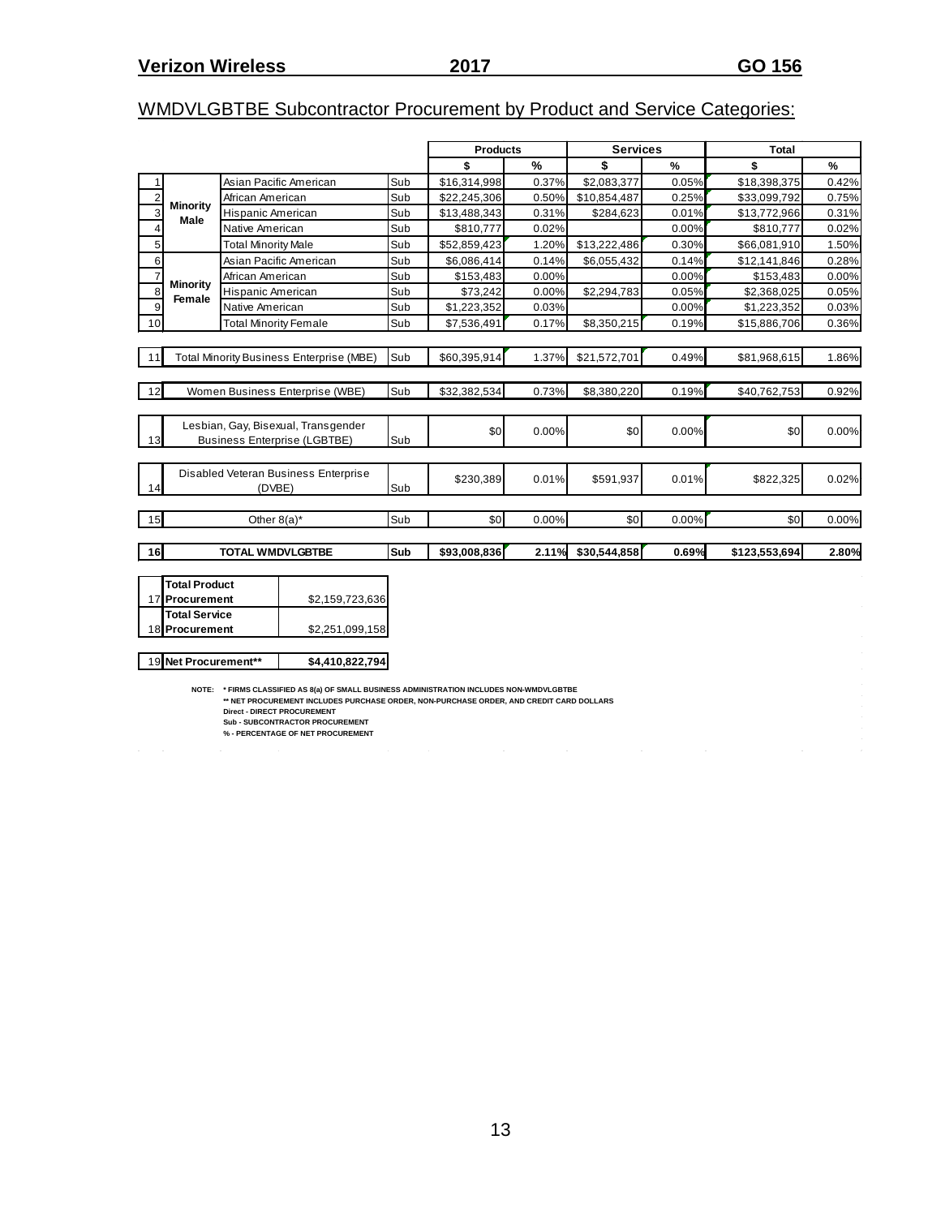**Verizon Wireless** **2017** **GO 156**

## WMDVLGBTBE Subcontractor Procurement by Product and Service Categories:

| # | | | | Products $ | Products % | Services $ | Services % | Total $ | Total % |
|---|---|---|---|---|---|---|---|---|---|
| 1 | Minority Male | Asian Pacific American | Sub | $16,314,998 | 0.37% | $2,083,377 | 0.05% | $18,398,375 | 0.42% |
| 2 | | African American | Sub | $22,245,306 | 0.50% | $10,854,487 | 0.25% | $33,099,792 | 0.75% |
| 3 | | Hispanic American | Sub | $13,488,343 | 0.31% | $284,623 | 0.01% | $13,772,966 | 0.31% |
| 4 | | Native American | Sub | $810,777 | 0.02% | | 0.00% | $810,777 | 0.02% |
| 5 | | Total Minority Male | Sub | $52,859,423 | 1.20% | $13,222,486 | 0.30% | $66,081,910 | 1.50% |
| 6 | Minority Female | Asian Pacific American | Sub | $6,086,414 | 0.14% | $6,055,432 | 0.14% | $12,141,846 | 0.28% |
| 7 | | African American | Sub | $153,483 | 0.00% | | 0.00% | $153,483 | 0.00% |
| 8 | | Hispanic American | Sub | $73,242 | 0.00% | $2,294,783 | 0.05% | $2,368,025 | 0.05% |
| 9 | | Native American | Sub | $1,223,352 | 0.03% | | 0.00% | $1,223,352 | 0.03% |
| 10 | | Total Minority Female | Sub | $7,536,491 | 0.17% | $8,350,215 | 0.19% | $15,886,706 | 0.36% |
| 11 | Total Minority Business Enterprise (MBE) | | Sub | $60,395,914 | 1.37% | $21,572,701 | 0.49% | $81,968,615 | 1.86% |
| 12 | Women Business Enterprise (WBE) | | Sub | $32,382,534 | 0.73% | $8,380,220 | 0.19% | $40,762,753 | 0.92% |
| 13 | Lesbian, Gay, Bisexual, Transgender Business Enterprise (LGBTBE) | | Sub | $0 | 0.00% | $0 | 0.00% | $0 | 0.00% |
| 14 | Disabled Veteran Business Enterprise (DVBE) | | Sub | $230,389 | 0.01% | $591,937 | 0.01% | $822,325 | 0.02% |
| 15 | Other 8(a)* | | Sub | $0 | 0.00% | $0 | 0.00% | $0 | 0.00% |
| **16** | **TOTAL WMDVLGBTBE** | | **Sub** | **$93,008,836** | **2.11%** | **$30,544,858** | **0.69%** | **$123,553,694** | **2.80%** |

| # | | |
|---|---|---|
| 17 | **Total Product Procurement** | $2,159,723,636 |
| 18 | **Total Service Procurement** | $2,251,099,158 |
| 19 | **Net Procurement**** | **$4,410,822,794** |

NOTE: * FIRMS CLASSIFIED AS 8(a) OF SMALL BUSINESS ADMINISTRATION INCLUDES NON-WMDVLGBTBE
** NET PROCUREMENT INCLUDES PURCHASE ORDER, NON-PURCHASE ORDER, AND CREDIT CARD DOLLARS
Direct - DIRECT PROCUREMENT
Sub - SUBCONTRACTOR PROCUREMENT
% - PERCENTAGE OF NET PROCUREMENT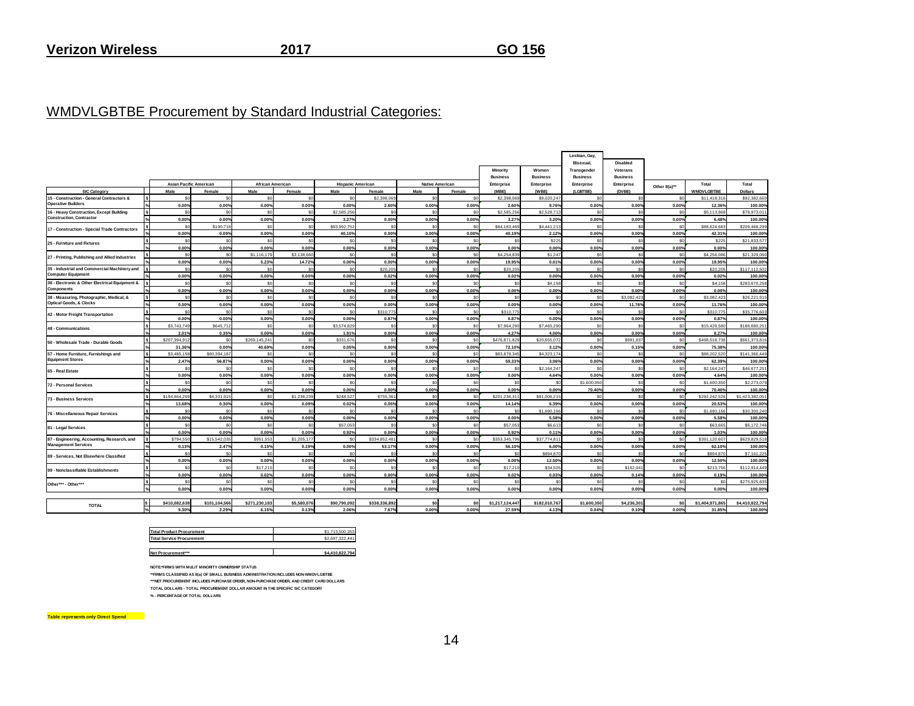**Verizon Wireless 2017 GO 156**

## WMDVLGBTBE Procurement by Standard Industrial Categories:

| SIC Category | | Asian Pacific American Male | Asian Pacific American Female | African American Male | African American Female | Hispanic American Male | Hispanic American Female | Native American Male | Native American Female | Minority Business Enterprise (MBE) | Women Business Enterprise (WBE) | Lesbian, Gay, Bisexual, Transgender Business Enterprise (LGBTBE) | Disabled Veterans Business Enterprise (DVBE) | Other 8(a)** | Total WMDVLGBTBE | Total Dollars |
|---|---|---|---|---|---|---|---|---|---|---|---|---|---|---|---|---|
| 15 - Construction - General Contractors & Operative Builders | $ | $0 | $0 | $0 | $0 | $0 | $2,398,069 | $0 | $0 | $2,398,069 | $9,020,247 | $0 | $0 | $0 | $11,418,316 | $92,382,660 |
| | % | 0.00% | 0.00% | 0.00% | 0.00% | 0.00% | 2.60% | 0.00% | 0.00% | 2.60% | 9.76% | 0.00% | 0.00% | 0.00% | 12.36% | 100.00% |
| 16 - Heavy Construction, Except Building Construction, Contractor | $ | $0 | $0 | $0 | $0 | $2,585,256 | $0 | $0 | $0 | $2,585,256 | $2,528,713 | $0 | $0 | $0 | $5,113,968 | $78,973,011 |
| | % | 0.00% | 0.00% | 0.00% | 0.00% | 3.27% | 0.00% | 0.00% | 0.00% | 3.27% | 3.20% | 0.00% | 0.00% | 0.00% | 6.48% | 100.00% |
| 17 - Construction - Special Trade Contractors | $ | $0 | $190,718 | $0 | $0 | $83,992,752 | $0 | $0 | $0 | $84,183,469 | $4,441,213 | $0 | $0 | $0 | $88,624,683 | $209,466,299 |
| | % | 0.00% | 0.09% | 0.00% | 0.00% | 40.10% | 0.00% | 0.00% | 0.00% | 40.19% | 2.12% | 0.00% | 0.00% | 0.00% | 42.31% | 100.00% |
| 25 - Furniture and Fixtures | $ | $0 | $0 | $0 | $0 | $0 | $0 | $0 | $0 | $0 | $225 | $0 | $0 | $0 | $225 | $21,833,577 |
| | % | 0.00% | 0.00% | 0.00% | 0.00% | 0.00% | 0.00% | 0.00% | 0.00% | 0.00% | 0.00% | 0.00% | 0.00% | 0.00% | 0.00% | 100.00% |
| 27 - Printing, Publishing and Allied Industries | $ | $0 | $0 | $1,116,179 | $3,138,660 | $0 | $0 | $0 | $0 | $4,254,839 | $1,247 | $0 | $0 | $0 | $4,256,086 | $21,329,060 |
| | % | 0.00% | 0.00% | 5.23% | 14.72% | 0.00% | 0.00% | 0.00% | 0.00% | 19.95% | 0.01% | 0.00% | 0.00% | 0.00% | 19.95% | 100.00% |
| 35 - Industrial and Commercial Machinery and Computer Equipment | $ | $0 | $0 | $0 | $0 | $0 | $20,205 | $0 | $0 | $20,205 | $0 | $0 | $0 | $0 | $20,205 | $117,112,502 |
| | % | 0.00% | 0.00% | 0.00% | 0.00% | 0.00% | 0.02% | 0.00% | 0.00% | 0.02% | 0.00% | 0.00% | 0.00% | 0.00% | 0.02% | 100.00% |
| 36 - Electronic & Other Electrical Equipment & Components | $ | $0 | $0 | $0 | $0 | $0 | $0 | $0 | $0 | $0 | $4,158 | $0 | $0 | $0 | $4,158 | $283,670,258 |
| | % | 0.00% | 0.00% | 0.00% | 0.00% | 0.00% | 0.00% | 0.00% | 0.00% | 0.00% | 0.00% | 0.00% | 0.00% | 0.00% | 0.00% | 100.00% |
| 38 - Measuring, Photographic, Medical, & Optical Goods, & Clocks | $ | $0 | $0 | $0 | $0 | $0 | $0 | $0 | $0 | $0 | $0 | $0 | $3,082,423 | $0 | $3,082,423 | $26,221,915 |
| | % | 0.00% | 0.00% | 0.00% | 0.00% | 0.00% | 0.00% | 0.00% | 0.00% | 0.00% | 0.00% | 0.00% | 11.76% | 0.00% | 11.76% | 100.00% |
| 42 - Motor Freight Transportation | $ | $0 | $0 | $0 | $0 | $0 | $310,775 | $0 | $0 | $310,775 | $0 | $0 | $0 | $0 | $310,775 | $35,776,603 |
| | % | 0.00% | 0.00% | 0.00% | 0.00% | 0.00% | 0.87% | 0.00% | 0.00% | 0.87% | 0.00% | 0.00% | 0.00% | 0.00% | 0.87% | 100.00% |
| 48 - Communications | $ | $3,743,749 | $645,712 | $0 | $0 | $3,574,829 | $0 | $0 | $0 | $7,964,290 | $7,465,290 | $0 | $0 | $0 | $15,429,580 | $186,680,251 |
| | % | 2.01% | 0.35% | 0.00% | 0.00% | 1.91% | 0.00% | 0.00% | 0.00% | 4.27% | 4.00% | 0.00% | 0.00% | 0.00% | 8.27% | 100.00% |
| 50 - Wholesale Trade - Durable Goods | $ | $207,394,912 | $0 | $269,145,241 | $0 | $331,676 | $0 | $0 | $0 | $476,871,829 | $20,655,072 | $0 | $991,837 | $0 | $498,518,738 | $661,373,816 |
| | % | 31.36% | 0.00% | 40.69% | 0.00% | 0.05% | 0.00% | 0.00% | 0.00% | 72.10% | 3.12% | 0.00% | 0.15% | 0.00% | 75.38% | 100.00% |
| 57 - Home Furniture, Furnishings and Equipment Stores | $ | $3,485,158 | $80,394,187 | $0 | $0 | $0 | $0 | $0 | $0 | $83,879,345 | $4,323,174 | $0 | $0 | $0 | $88,202,520 | $141,366,449 |
| | % | 2.47% | 56.87% | 0.00% | 0.00% | 0.00% | 0.00% | 0.00% | 0.00% | 59.33% | 3.06% | 0.00% | 0.00% | 0.00% | 62.39% | 100.00% |
| 65 - Real Estate | $ | $0 | $0 | $0 | $0 | $0 | $0 | $0 | $0 | $0 | $2,164,247 | $0 | $0 | $0 | $2,164,247 | $46,677,251 |
| | % | 0.00% | 0.00% | 0.00% | 0.00% | 0.00% | 0.00% | 0.00% | 0.00% | 0.00% | 4.64% | 0.00% | 0.00% | 0.00% | 4.64% | 100.00% |
| 72 - Personal Services | $ | $0 | $0 | $0 | $0 | $0 | $0 | $0 | $0 | $0 | $0 | $1,600,350 | $0 | $0 | $1,600,350 | $2,273,079 |
| | % | 0.00% | 0.00% | 0.00% | 0.00% | 0.00% | 0.00% | 0.00% | 0.00% | 0.00% | 0.00% | 70.40% | 0.00% | 0.00% | 70.40% | 100.00% |
| 73 - Business Services | $ | $194,664,269 | $4,331,915 | $0 | $1,236,239 | $248,527 | $755,361 | $0 | $0 | $201,236,311 | $91,006,215 | $0 | $0 | $0 | $292,242,526 | $1,423,382,051 |
| | % | 13.68% | 0.30% | 0.00% | 0.09% | 0.02% | 0.05% | 0.00% | 0.00% | 14.14% | 6.39% | 0.00% | 0.00% | 0.00% | 20.53% | 100.00% |
| 76 - Miscellaneous Repair Services | $ | $0 | $0 | $0 | $0 | $0 | $0 | $0 | $0 | $0 | $1,690,166 | $0 | $0 | $0 | $1,690,166 | $30,300,240 |
| | % | 0.00% | 0.00% | 0.00% | 0.00% | 0.00% | 0.00% | 0.00% | 0.00% | 0.00% | 5.58% | 0.00% | 0.00% | 0.00% | 5.58% | 100.00% |
| 81 - Legal Services | $ | $0 | $0 | $0 | $0 | $57,053 | $0 | $0 | $0 | $57,053 | $6,613 | $0 | $0 | $0 | $63,665 | $6,172,746 |
| | % | 0.00% | 0.00% | 0.00% | 0.00% | 0.92% | 0.00% | 0.00% | 0.00% | 0.92% | 0.11% | 0.00% | 0.00% | 0.00% | 1.03% | 100.00% |
| 87 - Engineering, Accounting, Research, and Management Services | $ | $794,550 | $15,542,035 | $951,553 | $1,205,177 | $0 | $334,852,481 | $0 | $0 | $353,345,796 | $37,774,811 | $0 | $0 | $0 | $391,120,607 | $629,829,518 |
| | % | 0.13% | 2.47% | 0.15% | 0.19% | 0.00% | 53.17% | 0.00% | 0.00% | 56.10% | 6.00% | 0.00% | 0.00% | 0.00% | 62.10% | 100.00% |
| 89 - Services, Not Elsewhere Classified | $ | $0 | $0 | $0 | $0 | $0 | $0 | $0 | $0 | $0 | $894,870 | $0 | $0 | $0 | $894,870 | $7,161,225 |
| | % | 0.00% | 0.00% | 0.00% | 0.00% | 0.00% | 0.00% | 0.00% | 0.00% | 0.00% | 12.50% | 0.00% | 0.00% | 0.00% | 12.50% | 100.00% |
| 99 - Nonclassifiable Establishments | $ | $0 | $0 | $17,210 | $0 | $0 | $0 | $0 | $0 | $17,210 | $34,505 | $0 | $162,041 | $0 | $213,756 | $112,914,449 |
| | % | 0.00% | 0.00% | 0.02% | 0.00% | 0.00% | 0.00% | 0.00% | 0.00% | 0.02% | 0.03% | 0.00% | 0.14% | 0.00% | 0.19% | 100.00% |
| Other*** - Other*** | $ | $0 | $0 | $0 | $0 | $0 | $0 | $0 | $0 | $0 | $0 | $0 | $0 | $0 | $0 | $275,925,835 |
| | % | 0.00% | 0.00% | 0.00% | 0.00% | 0.00% | 0.00% | 0.00% | 0.00% | 0.00% | 0.00% | 0.00% | 0.00% | 0.00% | 0.00% | 100.00% |
| TOTAL | $ | $410,082,638 | $101,104,566 | $271,230,183 | $5,580,076 | $90,790,092 | $338,336,892 | $0 | $0 | $1,217,124,447 | $182,010,767 | $1,600,350 | $4,236,301 | $0 | $1,404,971,865 | $4,410,822,794 |
| | % | 9.30% | 2.29% | 6.15% | 0.13% | 2.06% | 7.67% | 0.00% | 0.00% | 27.59% | 4.13% | 0.04% | 0.10% | 0.00% | 31.85% | 100.00% |

| | |
|---|---|
| Total Product Procurement | $1,713,500,353 |
| Total Service Procurement | $2,697,322,441 |
| **Net Procurement*** ** | **$4,410,822,794** |

NOTE:*FIRMS WITH MULIT MINORITY OWNERSHIP STATUS

**FIRMS CLASSIFIED AS 8(a) OF SMALL BUSINESS ADMINISTRATION INCLUDES NON-WMDVLGBTBE

***NET PROCUREMENT INCLUDES PURCHASE ORDER, NON-PURCHASE ORDER, AND CREDIT CARD DOLLARS

TOTAL DOLLARS - TOTAL PROCUREMENT DOLLAR AMOUNT IN THE SPECIFIC SIC CATEGORY

% - PERCENTAGE OF TOTAL DOLLARS

**Table represents only Direct Spend**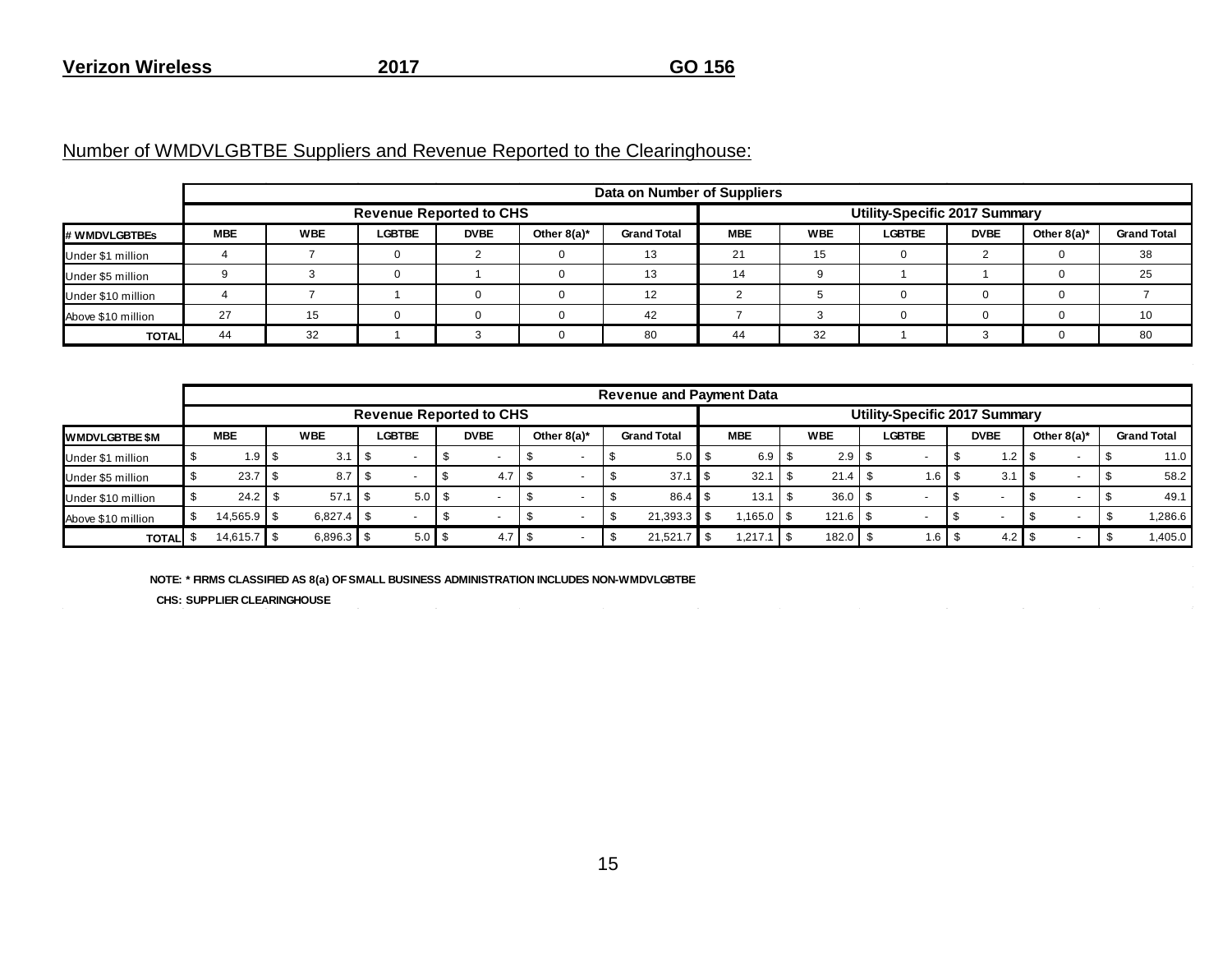**Verizon Wireless 2017 GO 156**

Number of WMDVLGBTBE Suppliers and Revenue Reported to the Clearinghouse:

| | Data on Number of Suppliers | | | | | | | | | | | |
|---|---|---|---|---|---|---|---|---|---|---|---|---|
| | Revenue Reported to CHS | | | | | | Utility-Specific 2017 Summary | | | | | |
| # WMDVLGBTBEs | MBE | WBE | LGBTBE | DVBE | Other 8(a)* | Grand Total | MBE | WBE | LGBTBE | DVBE | Other 8(a)* | Grand Total |
| Under $1 million | 4 | 7 | 0 | 2 | 0 | 13 | 21 | 15 | 0 | 2 | 0 | 38 |
| Under $5 million | 9 | 3 | 0 | 1 | 0 | 13 | 14 | 9 | 1 | 1 | 0 | 25 |
| Under $10 million | 4 | 7 | 1 | 0 | 0 | 12 | 2 | 5 | 0 | 0 | 0 | 7 |
| Above $10 million | 27 | 15 | 0 | 0 | 0 | 42 | 7 | 3 | 0 | 0 | 0 | 10 |
| TOTAL | 44 | 32 | 1 | 3 | 0 | 80 | 44 | 32 | 1 | 3 | 0 | 80 |

| | Revenue and Payment Data | | | | | | | | | | | |
|---|---|---|---|---|---|---|---|---|---|---|---|---|
| | Revenue Reported to CHS | | | | | | Utility-Specific 2017 Summary | | | | | |
| WMDVLGBTBE $M | MBE | WBE | LGBTBE | DVBE | Other 8(a)* | Grand Total | MBE | WBE | LGBTBE | DVBE | Other 8(a)* | Grand Total |
| Under $1 million | $ 1.9 | $ 3.1 | $ - | $ - | $ - | $ 5.0 | $ 6.9 | $ 2.9 | $ - | $ 1.2 | $ - | $ 11.0 |
| Under $5 million | $ 23.7 | $ 8.7 | $ - | $ 4.7 | $ - | $ 37.1 | $ 32.1 | $ 21.4 | $ 1.6 | $ 3.1 | $ - | $ 58.2 |
| Under $10 million | $ 24.2 | $ 57.1 | $ 5.0 | $ - | $ - | $ 86.4 | $ 13.1 | $ 36.0 | $ - | $ - | $ - | $ 49.1 |
| Above $10 million | $ 14,565.9 | $ 6,827.4 | $ - | $ - | $ - | $ 21,393.3 | $ 1,165.0 | $ 121.6 | $ - | $ - | $ - | $ 1,286.6 |
| TOTAL | $ 14,615.7 | $ 6,896.3 | $ 5.0 | $ 4.7 | $ - | $ 21,521.7 | $ 1,217.1 | $ 182.0 | $ 1.6 | $ 4.2 | $ - | $ 1,405.0 |

NOTE: * FIRMS CLASSIFIED AS 8(a) OF SMALL BUSINESS ADMINISTRATION INCLUDES NON-WMDVLGBTBE

CHS: SUPPLIER CLEARINGHOUSE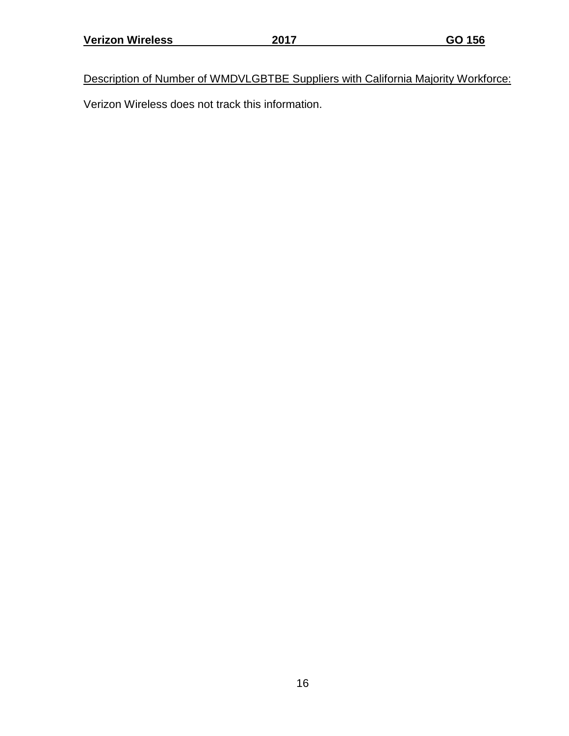Description of Number of WMDVLGBTBE Suppliers with California Majority Workforce:

Verizon Wireless does not track this information.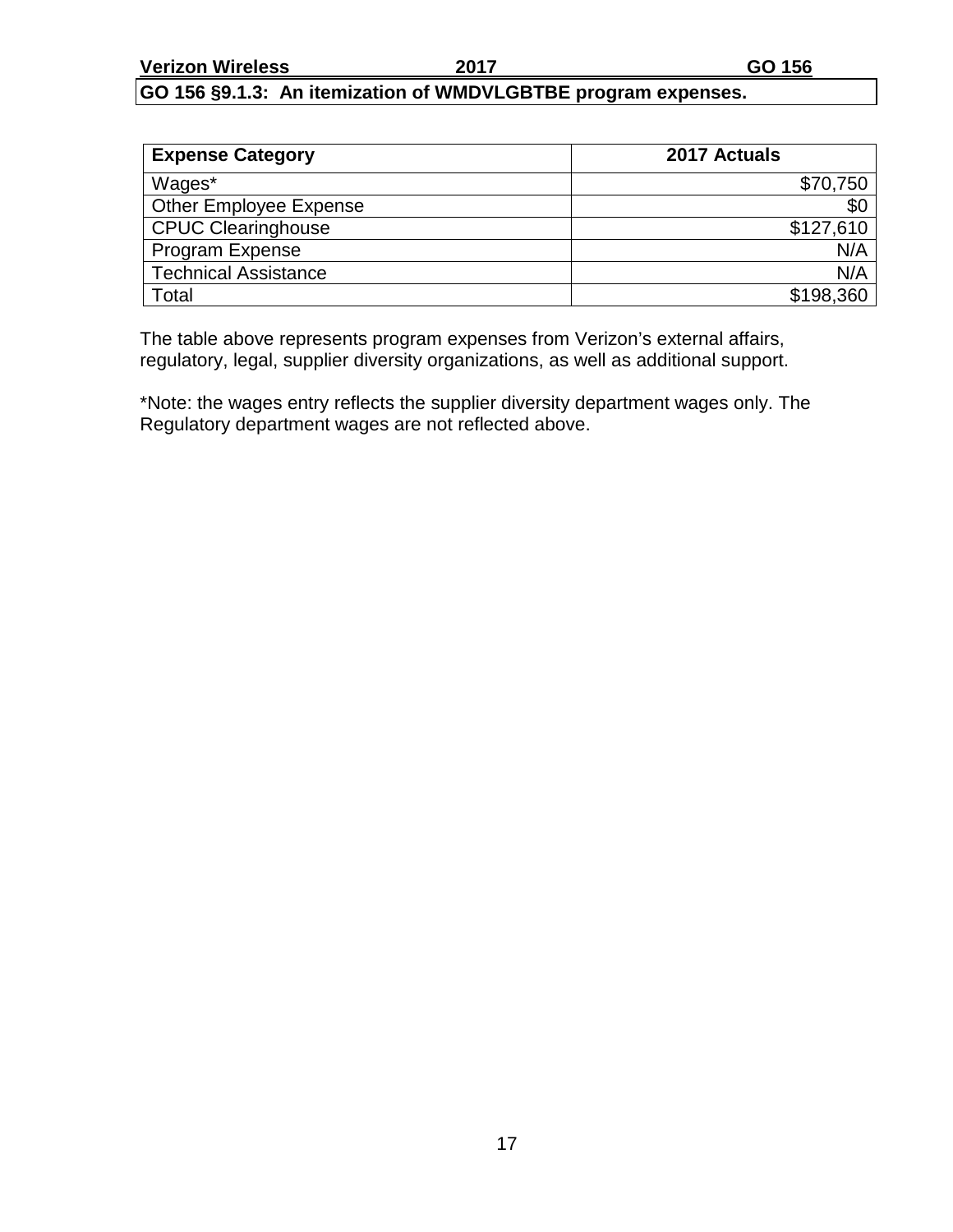## GO 156 §9.1.3: An itemization of WMDVLGBTBE program expenses.

| Expense Category | 2017 Actuals |
| --- | ---: |
| Wages* | $70,750 |
| Other Employee Expense | $0 |
| CPUC Clearinghouse | $127,610 |
| Program Expense | N/A |
| Technical Assistance | N/A |
| Total | $198,360 |

The table above represents program expenses from Verizon's external affairs, regulatory, legal, supplier diversity organizations, as well as additional support.

*Note: the wages entry reflects the supplier diversity department wages only. The Regulatory department wages are not reflected above.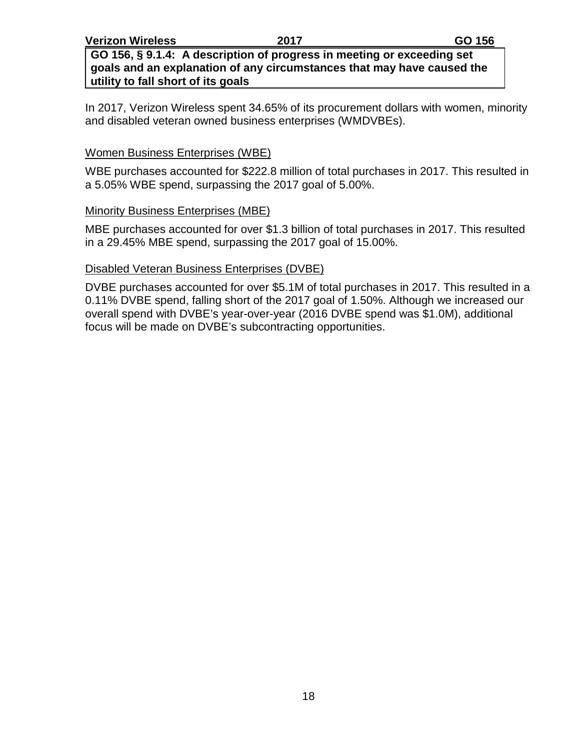**GO 156, § 9.1.4: A description of progress in meeting or exceeding set goals and an explanation of any circumstances that may have caused the utility to fall short of its goals**

In 2017, Verizon Wireless spent 34.65% of its procurement dollars with women, minority and disabled veteran owned business enterprises (WMDVBEs).

<u>Women Business Enterprises (WBE)</u>

WBE purchases accounted for $222.8 million of total purchases in 2017. This resulted in a 5.05% WBE spend, surpassing the 2017 goal of 5.00%.

<u>Minority Business Enterprises (MBE)</u>

MBE purchases accounted for over $1.3 billion of total purchases in 2017. This resulted in a 29.45% MBE spend, surpassing the 2017 goal of 15.00%.

<u>Disabled Veteran Business Enterprises (DVBE)</u>

DVBE purchases accounted for over $5.1M of total purchases in 2017. This resulted in a 0.11% DVBE spend, falling short of the 2017 goal of 1.50%. Although we increased our overall spend with DVBE's year-over-year (2016 DVBE spend was $1.0M), additional focus will be made on DVBE's subcontracting opportunities.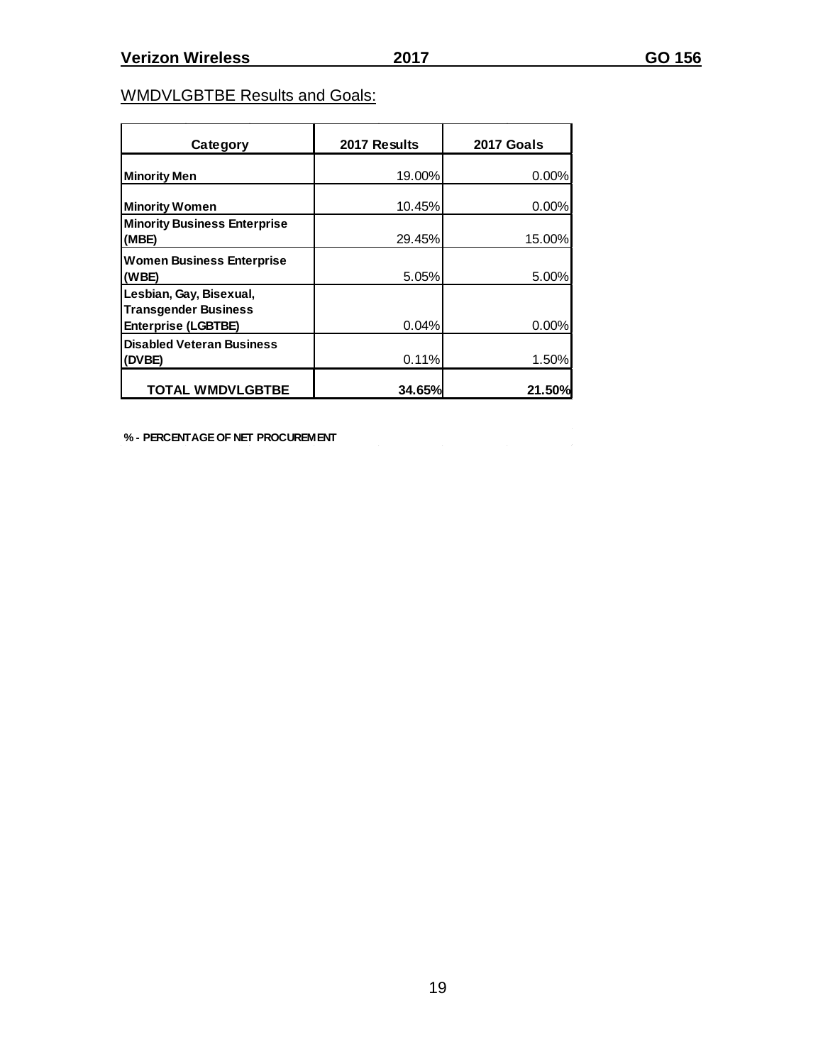WMDVLGBTBE Results and Goals:

| Category | 2017 Results | 2017 Goals |
|---|---|---|
| **Minority Men** | 19.00% | 0.00% |
| **Minority Women** | 10.45% | 0.00% |
| **Minority Business Enterprise (MBE)** | 29.45% | 15.00% |
| **Women Business Enterprise (WBE)** | 5.05% | 5.00% |
| **Lesbian, Gay, Bisexual, Transgender Business Enterprise (LGBTBE)** | 0.04% | 0.00% |
| **Disabled Veteran Business (DVBE)** | 0.11% | 1.50% |
| **TOTAL WMDVLGBTBE** | **34.65%** | **21.50%** |

**% - PERCENTAGE OF NET PROCUREMENT**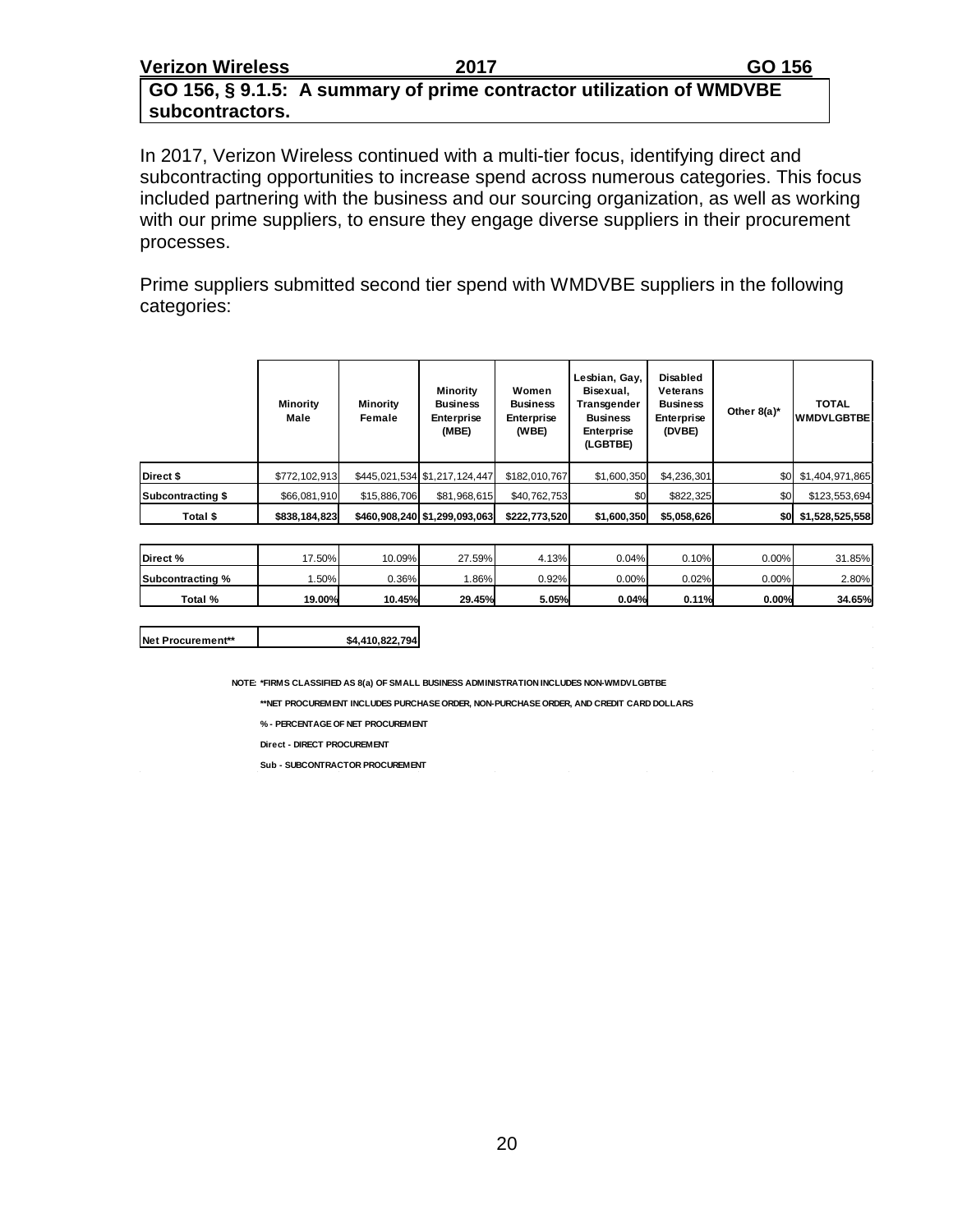## GO 156, § 9.1.5: A summary of prime contractor utilization of WMDVBE subcontractors.

In 2017, Verizon Wireless continued with a multi-tier focus, identifying direct and subcontracting opportunities to increase spend across numerous categories. This focus included partnering with the business and our sourcing organization, as well as working with our prime suppliers, to ensure they engage diverse suppliers in their procurement processes.

Prime suppliers submitted second tier spend with WMDVBE suppliers in the following categories:

| | Minority Male | Minority Female | Minority Business Enterprise (MBE) | Women Business Enterprise (WBE) | Lesbian, Gay, Bisexual, Transgender Business Enterprise (LGBTBE) | Disabled Veterans Business Enterprise (DVBE) | Other 8(a)* | TOTAL WMDVLGBTBE |
|---|---|---|---|---|---|---|---|---|
| **Direct $** | $772,102,913 | $445,021,534 | $1,217,124,447 | $182,010,767 | $1,600,350 | $4,236,301 | $0 | $1,404,971,865 |
| **Subcontracting $** | $66,081,910 | $15,886,706 | $81,968,615 | $40,762,753 | $0 | $822,325 | $0 | $123,553,694 |
| **Total $** | **$838,184,823** | **$460,908,240** | **$1,299,093,063** | **$222,773,520** | **$1,600,350** | **$5,058,626** | **$0** | **$1,528,525,558** |

| | | | | | | | | |
|---|---|---|---|---|---|---|---|---|
| **Direct %** | 17.50% | 10.09% | 27.59% | 4.13% | 0.04% | 0.10% | 0.00% | 31.85% |
| **Subcontracting %** | 1.50% | 0.36% | 1.86% | 0.92% | 0.00% | 0.02% | 0.00% | 2.80% |
| **Total %** | **19.00%** | **10.45%** | **29.45%** | **5.05%** | **0.04%** | **0.11%** | **0.00%** | **34.65%** |

| | |
|---|---|
| **Net Procurement**** | **$4,410,822,794** |

NOTE: *FIRMS CLASSIFIED AS 8(a) OF SMALL BUSINESS ADMINISTRATION INCLUDES NON-WMDVLGBTBE

**NET PROCUREMENT INCLUDES PURCHASE ORDER, NON-PURCHASE ORDER, AND CREDIT CARD DOLLARS

% - PERCENTAGE OF NET PROCUREMENT

Direct - DIRECT PROCUREMENT

Sub - SUBCONTRACTOR PROCUREMENT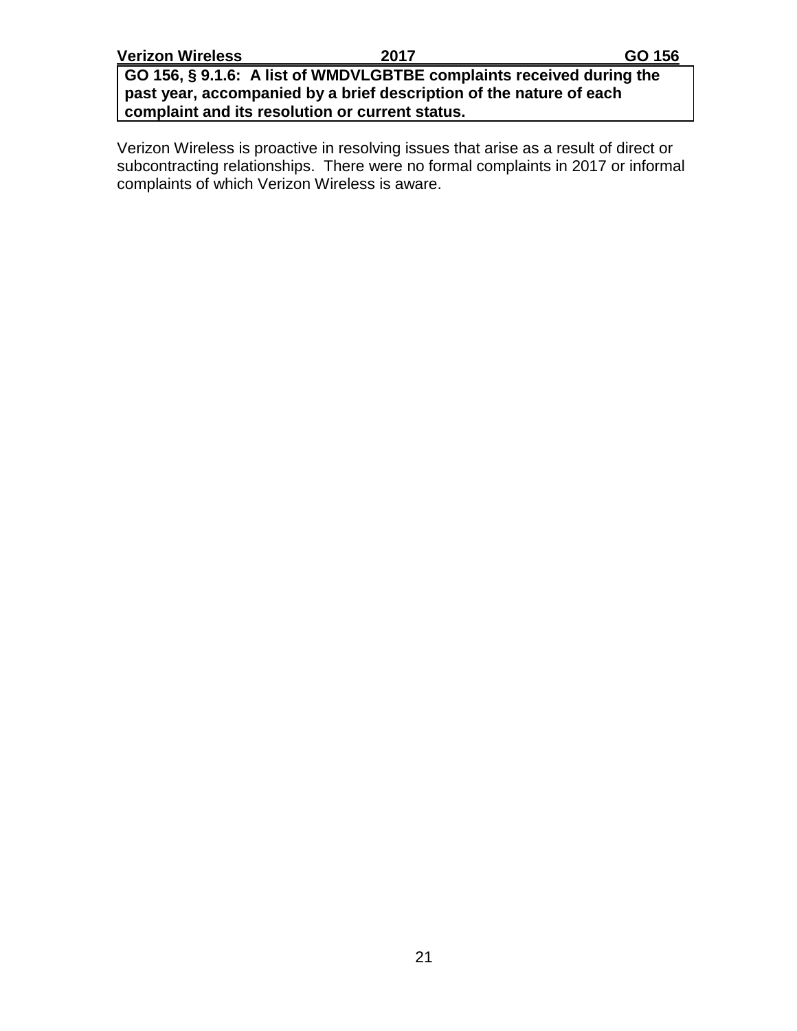**GO 156, § 9.1.6: A list of WMDVLGBTBE complaints received during the past year, accompanied by a brief description of the nature of each complaint and its resolution or current status.**

Verizon Wireless is proactive in resolving issues that arise as a result of direct or subcontracting relationships. There were no formal complaints in 2017 or informal complaints of which Verizon Wireless is aware.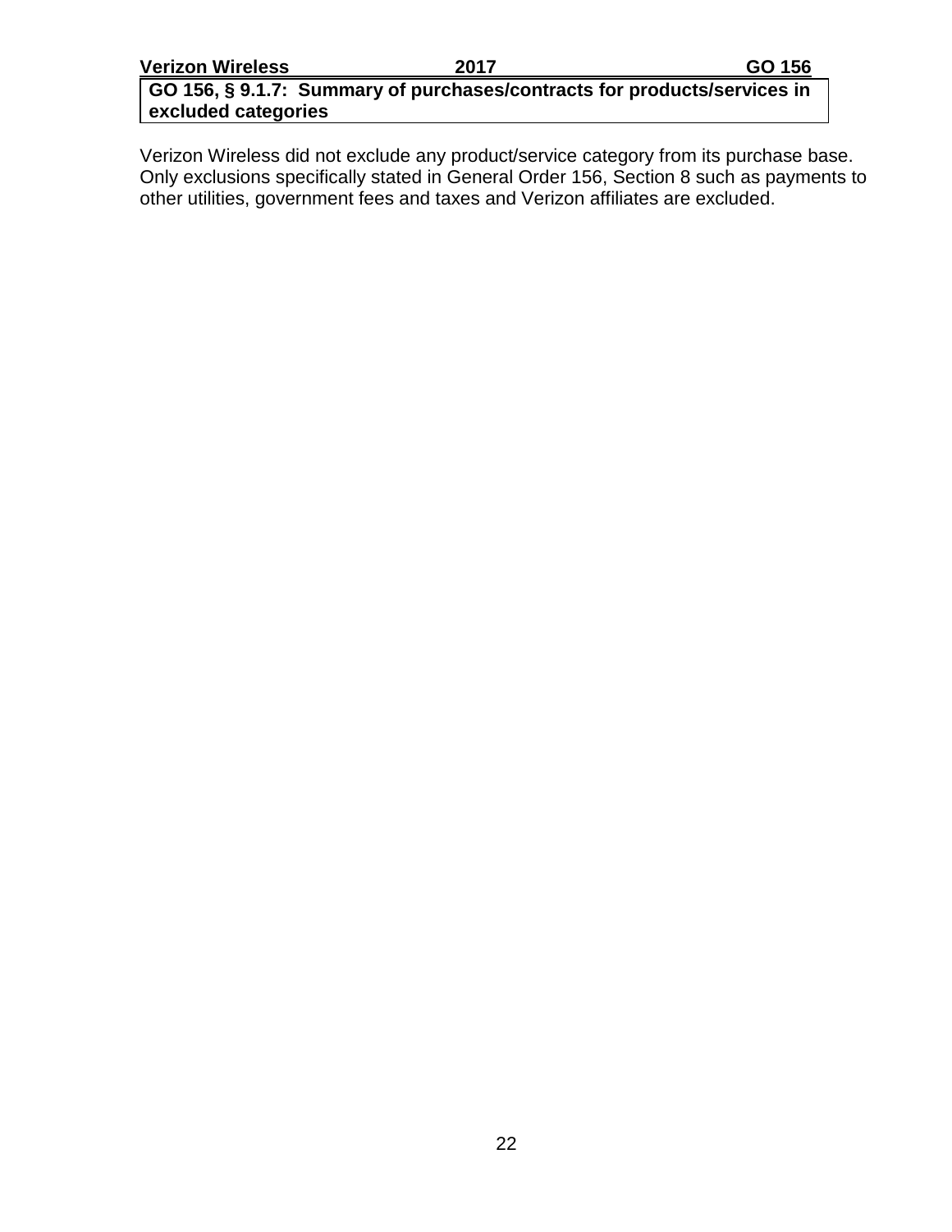## GO 156, § 9.1.7: Summary of purchases/contracts for products/services in excluded categories

Verizon Wireless did not exclude any product/service category from its purchase base. Only exclusions specifically stated in General Order 156, Section 8 such as payments to other utilities, government fees and taxes and Verizon affiliates are excluded.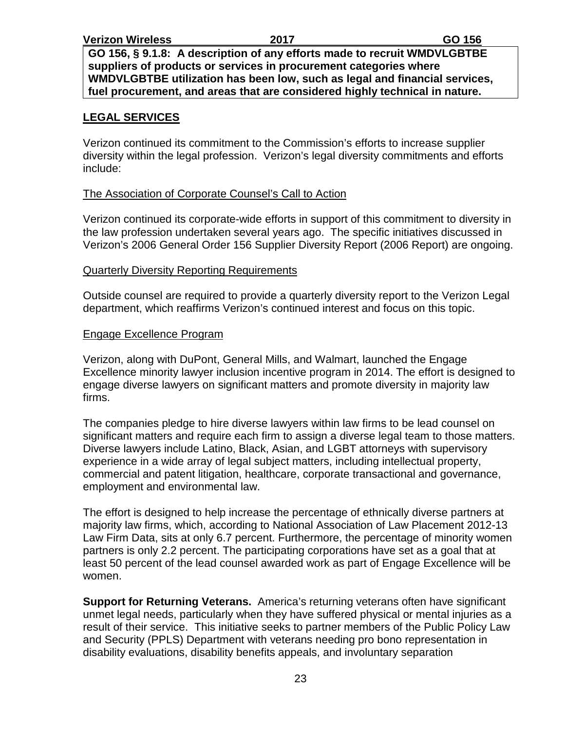**GO 156, § 9.1.8: A description of any efforts made to recruit WMDVLGBTBE suppliers of products or services in procurement categories where WMDVLGBTBE utilization has been low, such as legal and financial services, fuel procurement, and areas that are considered highly technical in nature.**

## LEGAL SERVICES

Verizon continued its commitment to the Commission's efforts to increase supplier diversity within the legal profession. Verizon's legal diversity commitments and efforts include:

### The Association of Corporate Counsel's Call to Action

Verizon continued its corporate-wide efforts in support of this commitment to diversity in the law profession undertaken several years ago. The specific initiatives discussed in Verizon's 2006 General Order 156 Supplier Diversity Report (2006 Report) are ongoing.

### Quarterly Diversity Reporting Requirements

Outside counsel are required to provide a quarterly diversity report to the Verizon Legal department, which reaffirms Verizon's continued interest and focus on this topic.

### Engage Excellence Program

Verizon, along with DuPont, General Mills, and Walmart, launched the Engage Excellence minority lawyer inclusion incentive program in 2014. The effort is designed to engage diverse lawyers on significant matters and promote diversity in majority law firms.

The companies pledge to hire diverse lawyers within law firms to be lead counsel on significant matters and require each firm to assign a diverse legal team to those matters. Diverse lawyers include Latino, Black, Asian, and LGBT attorneys with supervisory experience in a wide array of legal subject matters, including intellectual property, commercial and patent litigation, healthcare, corporate transactional and governance, employment and environmental law.

The effort is designed to help increase the percentage of ethnically diverse partners at majority law firms, which, according to National Association of Law Placement 2012-13 Law Firm Data, sits at only 6.7 percent. Furthermore, the percentage of minority women partners is only 2.2 percent. The participating corporations have set as a goal that at least 50 percent of the lead counsel awarded work as part of Engage Excellence will be women.

**Support for Returning Veterans.** America's returning veterans often have significant unmet legal needs, particularly when they have suffered physical or mental injuries as a result of their service. This initiative seeks to partner members of the Public Policy Law and Security (PPLS) Department with veterans needing pro bono representation in disability evaluations, disability benefits appeals, and involuntary separation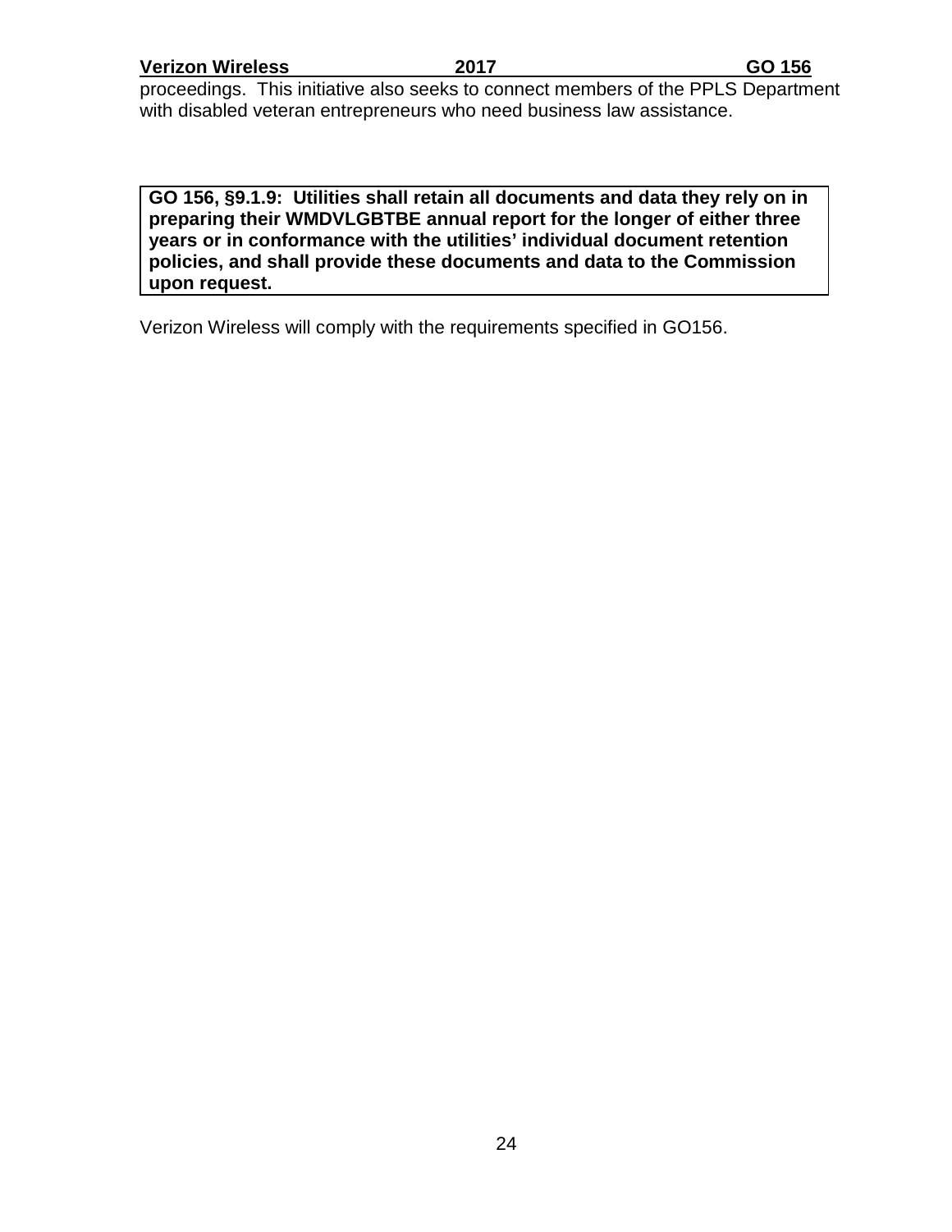proceedings. This initiative also seeks to connect members of the PPLS Department with disabled veteran entrepreneurs who need business law assistance.

**GO 156, §9.1.9: Utilities shall retain all documents and data they rely on in preparing their WMDVLGBTBE annual report for the longer of either three years or in conformance with the utilities' individual document retention policies, and shall provide these documents and data to the Commission upon request.**

Verizon Wireless will comply with the requirements specified in GO156.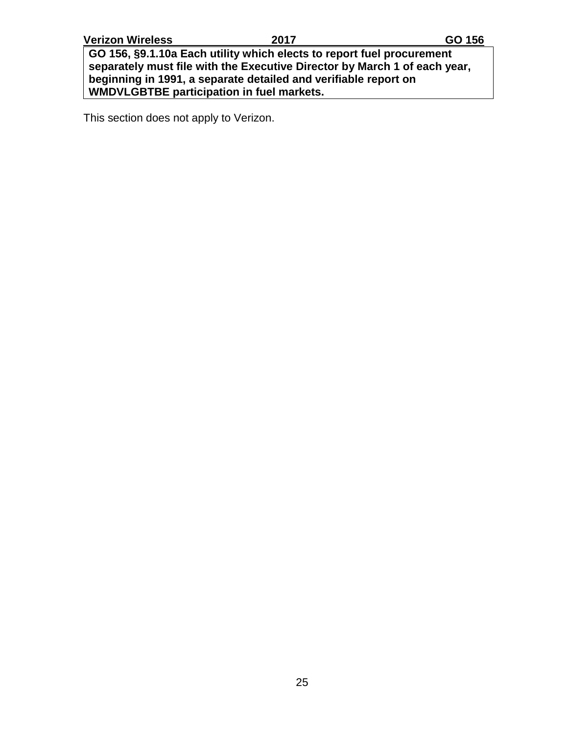**GO 156, §9.1.10a Each utility which elects to report fuel procurement separately must file with the Executive Director by March 1 of each year, beginning in 1991, a separate detailed and verifiable report on WMDVLGBTBE participation in fuel markets.**

This section does not apply to Verizon.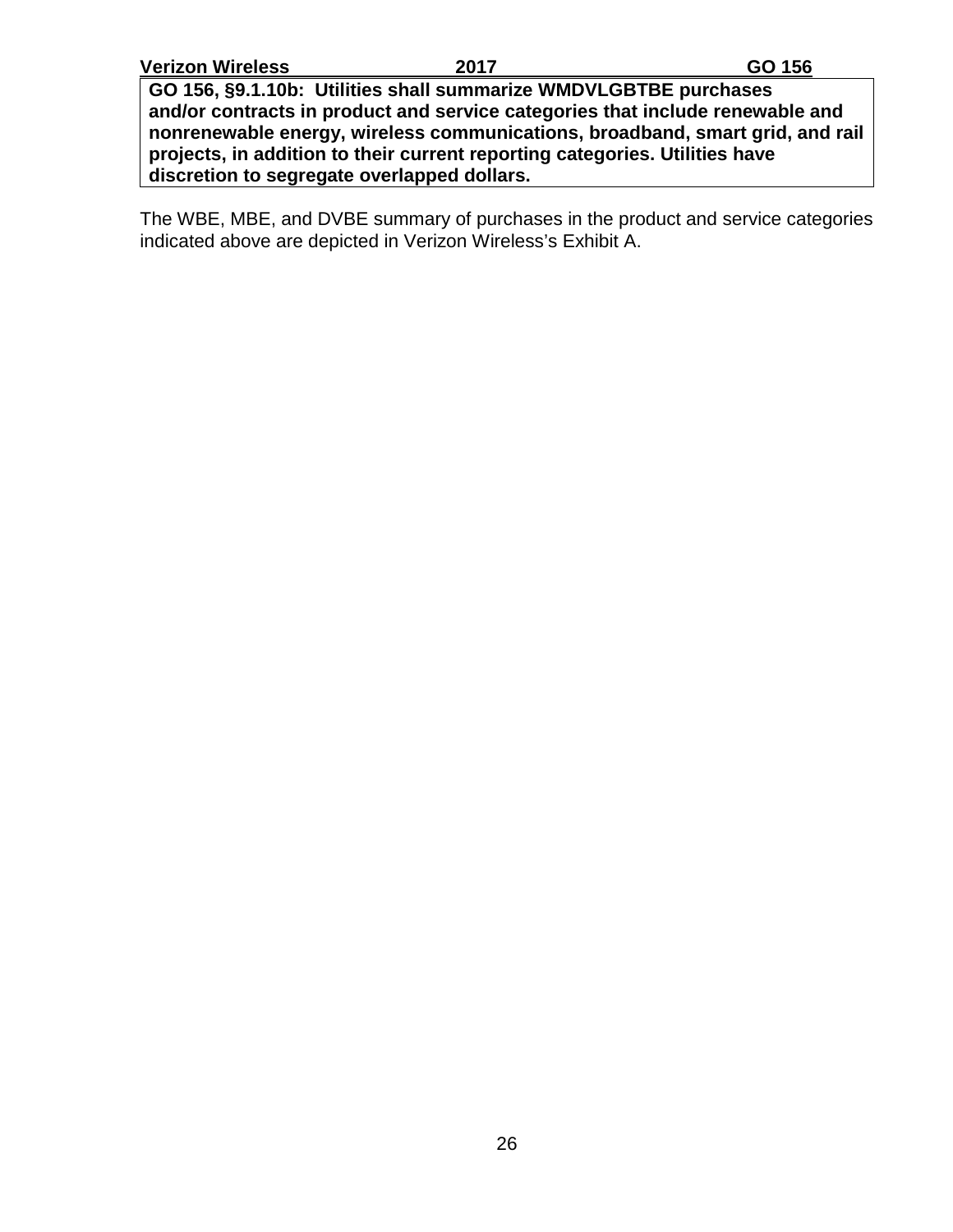**GO 156, §9.1.10b: Utilities shall summarize WMDVLGBTBE purchases and/or contracts in product and service categories that include renewable and nonrenewable energy, wireless communications, broadband, smart grid, and rail projects, in addition to their current reporting categories. Utilities have discretion to segregate overlapped dollars.**

The WBE, MBE, and DVBE summary of purchases in the product and service categories indicated above are depicted in Verizon Wireless's Exhibit A.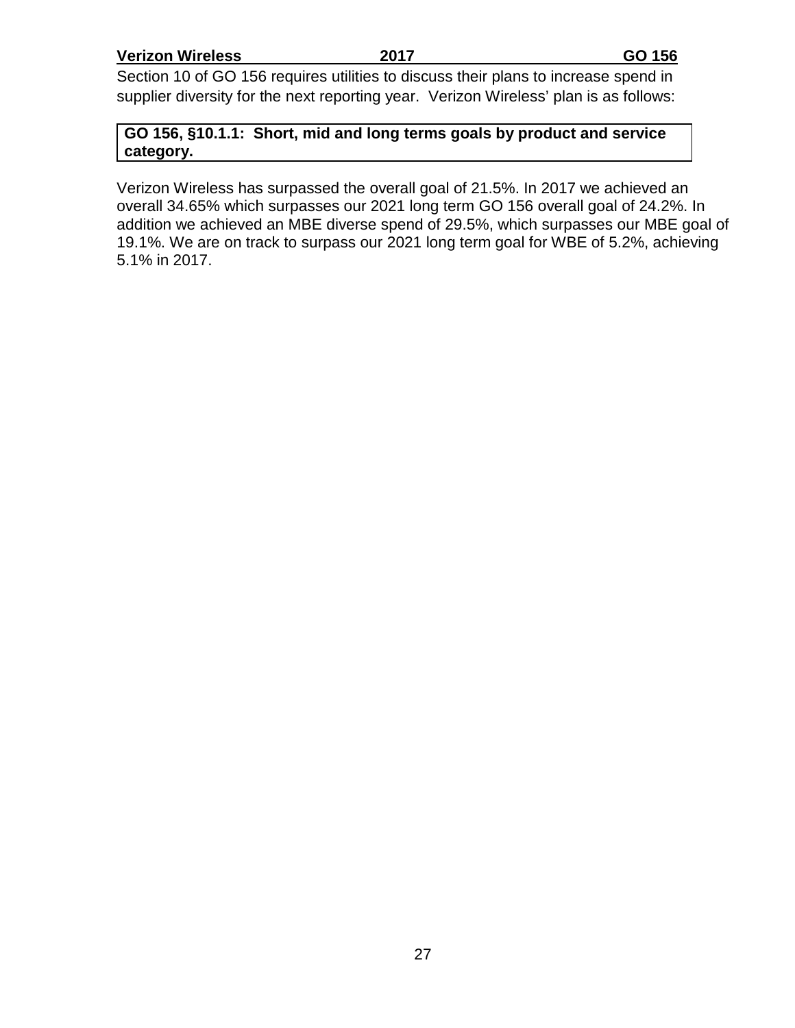Section 10 of GO 156 requires utilities to discuss their plans to increase spend in supplier diversity for the next reporting year. Verizon Wireless' plan is as follows:

**GO 156, §10.1.1: Short, mid and long terms goals by product and service category.**

Verizon Wireless has surpassed the overall goal of 21.5%. In 2017 we achieved an overall 34.65% which surpasses our 2021 long term GO 156 overall goal of 24.2%. In addition we achieved an MBE diverse spend of 29.5%, which surpasses our MBE goal of 19.1%. We are on track to surpass our 2021 long term goal for WBE of 5.2%, achieving 5.1% in 2017.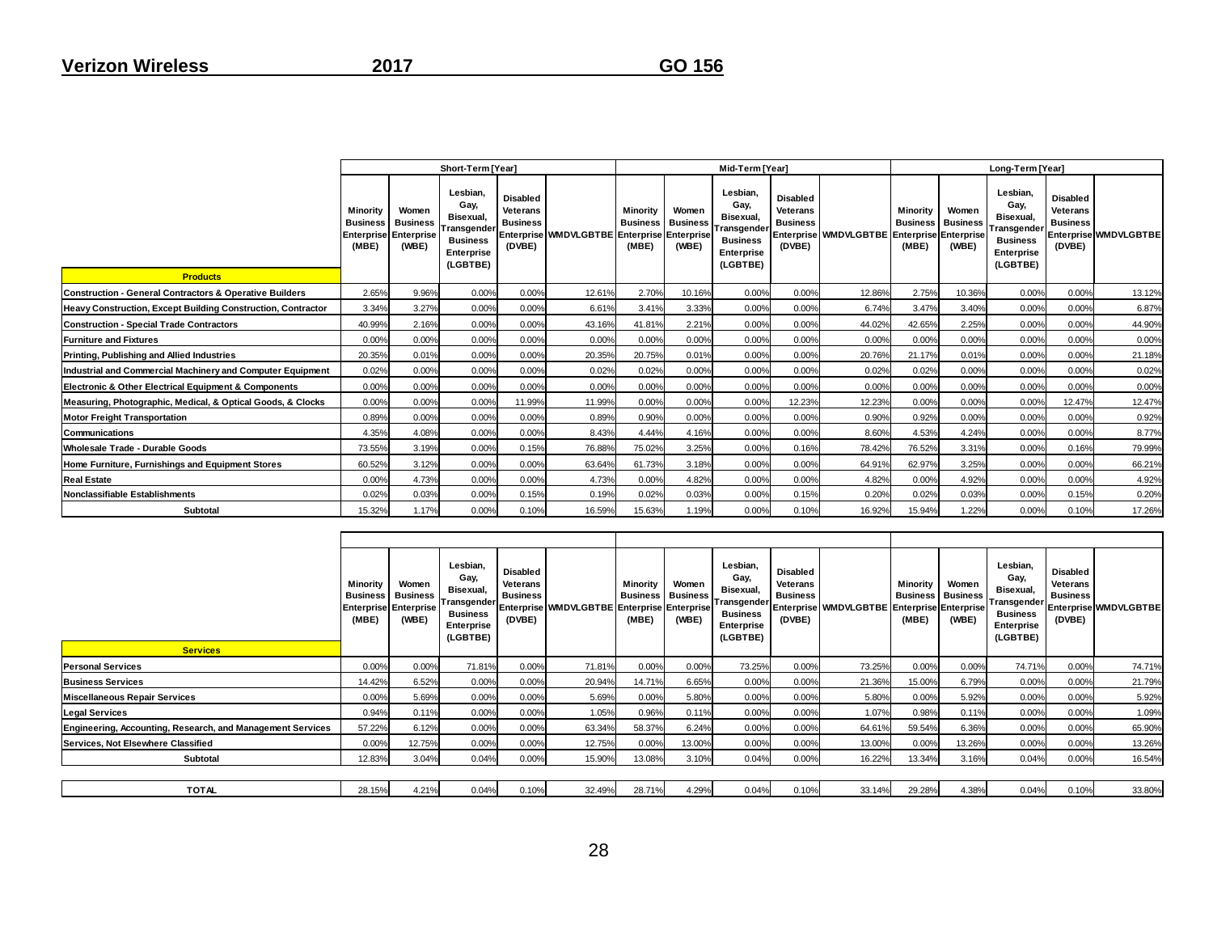**Verizon Wireless** **2017** **GO 156**

| Products | Short-Term [Year] | | | | | Mid-Term [Year] | | | | | Long-Term [Year] | | | | |
|---|---|---|---|---|---|---|---|---|---|---|---|---|---|---|---|
| | Minority Business Enterprise (MBE) | Women Business Enterprise (WBE) | Lesbian, Gay, Bisexual, Transgender Business Enterprise (LGBTBE) | Disabled Veterans Business Enterprise (DVBE) | WMDVLGBTBE | Minority Business Enterprise (MBE) | Women Business Enterprise (WBE) | Lesbian, Gay, Bisexual, Transgender Business Enterprise (LGBTBE) | Disabled Veterans Business Enterprise (DVBE) | WMDVLGBTBE | Minority Business Enterprise (MBE) | Women Business Enterprise (WBE) | Lesbian, Gay, Bisexual, Transgender Business Enterprise (LGBTBE) | Disabled Veterans Business Enterprise (DVBE) | WMDVLGBTBE |
| Construction - General Contractors & Operative Builders | 2.65% | 9.96% | 0.00% | 0.00% | 12.61% | 2.70% | 10.16% | 0.00% | 0.00% | 12.86% | 2.75% | 10.36% | 0.00% | 0.00% | 13.12% |
| Heavy Construction, Except Building Construction, Contractor | 3.34% | 3.27% | 0.00% | 0.00% | 6.61% | 3.41% | 3.33% | 0.00% | 0.00% | 6.74% | 3.47% | 3.40% | 0.00% | 0.00% | 6.87% |
| Construction - Special Trade Contractors | 40.99% | 2.16% | 0.00% | 0.00% | 43.16% | 41.81% | 2.21% | 0.00% | 0.00% | 44.02% | 42.65% | 2.25% | 0.00% | 0.00% | 44.90% |
| Furniture and Fixtures | 0.00% | 0.00% | 0.00% | 0.00% | 0.00% | 0.00% | 0.00% | 0.00% | 0.00% | 0.00% | 0.00% | 0.00% | 0.00% | 0.00% | 0.00% |
| Printing, Publishing and Allied Industries | 20.35% | 0.01% | 0.00% | 0.00% | 20.35% | 20.75% | 0.01% | 0.00% | 0.00% | 20.76% | 21.17% | 0.01% | 0.00% | 0.00% | 21.18% |
| Industrial and Commercial Machinery and Computer Equipment | 0.02% | 0.00% | 0.00% | 0.00% | 0.02% | 0.02% | 0.00% | 0.00% | 0.00% | 0.02% | 0.02% | 0.00% | 0.00% | 0.00% | 0.02% |
| Electronic & Other Electrical Equipment & Components | 0.00% | 0.00% | 0.00% | 0.00% | 0.00% | 0.00% | 0.00% | 0.00% | 0.00% | 0.00% | 0.00% | 0.00% | 0.00% | 0.00% | 0.00% |
| Measuring, Photographic, Medical, & Optical Goods, & Clocks | 0.00% | 0.00% | 0.00% | 11.99% | 11.99% | 0.00% | 0.00% | 0.00% | 12.23% | 12.23% | 0.00% | 0.00% | 0.00% | 12.47% | 12.47% |
| Motor Freight Transportation | 0.89% | 0.00% | 0.00% | 0.00% | 0.89% | 0.90% | 0.00% | 0.00% | 0.00% | 0.90% | 0.92% | 0.00% | 0.00% | 0.00% | 0.92% |
| Communications | 4.35% | 4.08% | 0.00% | 0.00% | 8.43% | 4.44% | 4.16% | 0.00% | 0.00% | 8.60% | 4.53% | 4.24% | 0.00% | 0.00% | 8.77% |
| Wholesale Trade - Durable Goods | 73.55% | 3.19% | 0.00% | 0.15% | 76.88% | 75.02% | 3.25% | 0.00% | 0.16% | 78.42% | 76.52% | 3.31% | 0.00% | 0.16% | 79.99% |
| Home Furniture, Furnishings and Equipment Stores | 60.52% | 3.12% | 0.00% | 0.00% | 63.64% | 61.73% | 3.18% | 0.00% | 0.00% | 64.91% | 62.97% | 3.25% | 0.00% | 0.00% | 66.21% |
| Real Estate | 0.00% | 4.73% | 0.00% | 0.00% | 4.73% | 0.00% | 4.82% | 0.00% | 0.00% | 4.82% | 0.00% | 4.92% | 0.00% | 0.00% | 4.92% |
| Nonclassifiable Establishments | 0.02% | 0.03% | 0.00% | 0.15% | 0.19% | 0.02% | 0.03% | 0.00% | 0.15% | 0.20% | 0.02% | 0.03% | 0.00% | 0.15% | 0.20% |
| **Subtotal** | 15.32% | 1.17% | 0.00% | 0.10% | 16.59% | 15.63% | 1.19% | 0.00% | 0.10% | 16.92% | 15.94% | 1.22% | 0.00% | 0.10% | 17.26% |

| Services | Minority Business Enterprise (MBE) | Women Business Enterprise (WBE) | Lesbian, Gay, Bisexual, Transgender Business Enterprise (LGBTBE) | Disabled Veterans Business Enterprise (DVBE) | WMDVLGBTBE | Minority Business Enterprise (MBE) | Women Business Enterprise (WBE) | Lesbian, Gay, Bisexual, Transgender Business Enterprise (LGBTBE) | Disabled Veterans Business Enterprise (DVBE) | WMDVLGBTBE | Minority Business Enterprise (MBE) | Women Business Enterprise (WBE) | Lesbian, Gay, Bisexual, Transgender Business Enterprise (LGBTBE) | Disabled Veterans Business Enterprise (DVBE) | WMDVLGBTBE |
|---|---|---|---|---|---|---|---|---|---|---|---|---|---|---|---|
| Personal Services | 0.00% | 0.00% | 71.81% | 0.00% | 71.81% | 0.00% | 0.00% | 73.25% | 0.00% | 73.25% | 0.00% | 0.00% | 74.71% | 0.00% | 74.71% |
| Business Services | 14.42% | 6.52% | 0.00% | 0.00% | 20.94% | 14.71% | 6.65% | 0.00% | 0.00% | 21.36% | 15.00% | 6.79% | 0.00% | 0.00% | 21.79% |
| Miscellaneous Repair Services | 0.00% | 5.69% | 0.00% | 0.00% | 5.69% | 0.00% | 5.80% | 0.00% | 0.00% | 5.80% | 0.00% | 5.92% | 0.00% | 0.00% | 5.92% |
| Legal Services | 0.94% | 0.11% | 0.00% | 0.00% | 1.05% | 0.96% | 0.11% | 0.00% | 0.00% | 1.07% | 0.98% | 0.11% | 0.00% | 0.00% | 1.09% |
| Engineering, Accounting, Research, and Management Services | 57.22% | 6.12% | 0.00% | 0.00% | 63.34% | 58.37% | 6.24% | 0.00% | 0.00% | 64.61% | 59.54% | 6.36% | 0.00% | 0.00% | 65.90% |
| Services, Not Elsewhere Classified | 0.00% | 12.75% | 0.00% | 0.00% | 12.75% | 0.00% | 13.00% | 0.00% | 0.00% | 13.00% | 0.00% | 13.26% | 0.00% | 0.00% | 13.26% |
| **Subtotal** | 12.83% | 3.04% | 0.04% | 0.00% | 15.90% | 13.08% | 3.10% | 0.04% | 0.00% | 16.22% | 13.34% | 3.16% | 0.04% | 0.00% | 16.54% |
| **TOTAL** | 28.15% | 4.21% | 0.04% | 0.10% | 32.49% | 28.71% | 4.29% | 0.04% | 0.10% | 33.14% | 29.28% | 4.38% | 0.04% | 0.10% | 33.80% |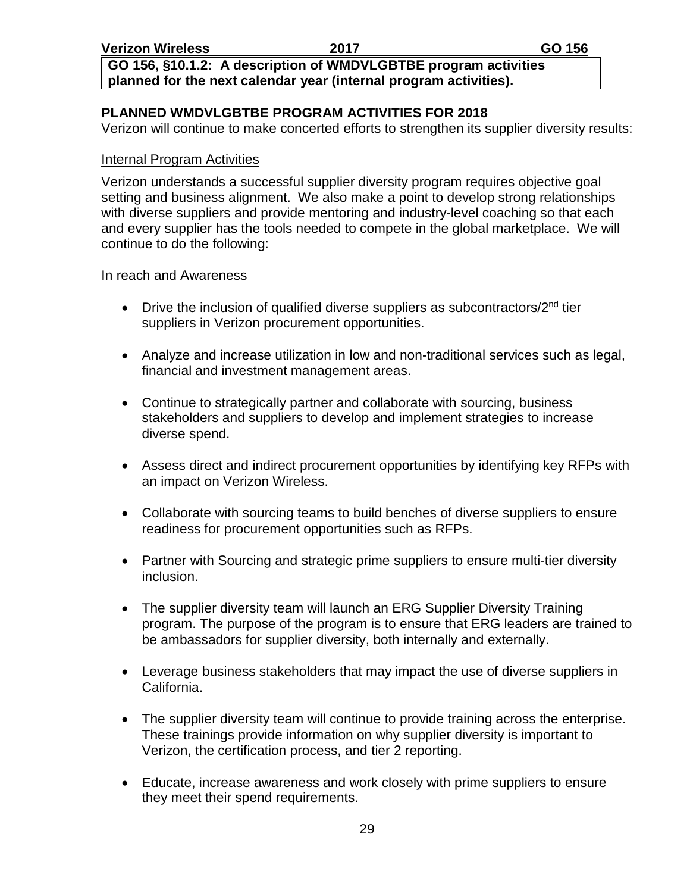**GO 156, §10.1.2: A description of WMDVLGBTBE program activities planned for the next calendar year (internal program activities).**

## PLANNED WMDVLGBTBE PROGRAM ACTIVITIES FOR 2018

Verizon will continue to make concerted efforts to strengthen its supplier diversity results:

<u>Internal Program Activities</u>

Verizon understands a successful supplier diversity program requires objective goal setting and business alignment. We also make a point to develop strong relationships with diverse suppliers and provide mentoring and industry-level coaching so that each and every supplier has the tools needed to compete in the global marketplace. We will continue to do the following:

<u>In reach and Awareness</u>

- Drive the inclusion of qualified diverse suppliers as subcontractors/2nd tier suppliers in Verizon procurement opportunities.
- Analyze and increase utilization in low and non-traditional services such as legal, financial and investment management areas.
- Continue to strategically partner and collaborate with sourcing, business stakeholders and suppliers to develop and implement strategies to increase diverse spend.
- Assess direct and indirect procurement opportunities by identifying key RFPs with an impact on Verizon Wireless.
- Collaborate with sourcing teams to build benches of diverse suppliers to ensure readiness for procurement opportunities such as RFPs.
- Partner with Sourcing and strategic prime suppliers to ensure multi-tier diversity inclusion.
- The supplier diversity team will launch an ERG Supplier Diversity Training program. The purpose of the program is to ensure that ERG leaders are trained to be ambassadors for supplier diversity, both internally and externally.
- Leverage business stakeholders that may impact the use of diverse suppliers in California.
- The supplier diversity team will continue to provide training across the enterprise. These trainings provide information on why supplier diversity is important to Verizon, the certification process, and tier 2 reporting.
- Educate, increase awareness and work closely with prime suppliers to ensure they meet their spend requirements.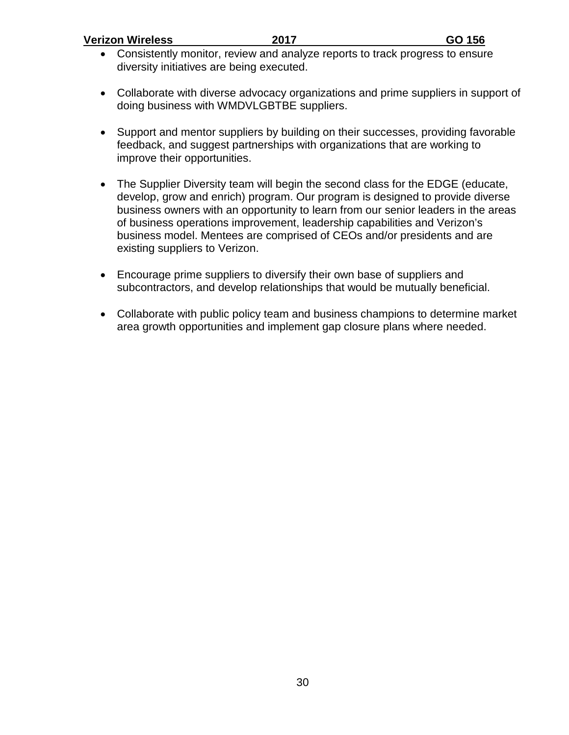- Consistently monitor, review and analyze reports to track progress to ensure diversity initiatives are being executed.

- Collaborate with diverse advocacy organizations and prime suppliers in support of doing business with WMDVLGBTBE suppliers.

- Support and mentor suppliers by building on their successes, providing favorable feedback, and suggest partnerships with organizations that are working to improve their opportunities.

- The Supplier Diversity team will begin the second class for the EDGE (educate, develop, grow and enrich) program. Our program is designed to provide diverse business owners with an opportunity to learn from our senior leaders in the areas of business operations improvement, leadership capabilities and Verizon's business model. Mentees are comprised of CEOs and/or presidents and are existing suppliers to Verizon.

- Encourage prime suppliers to diversify their own base of suppliers and subcontractors, and develop relationships that would be mutually beneficial.

- Collaborate with public policy team and business champions to determine market area growth opportunities and implement gap closure plans where needed.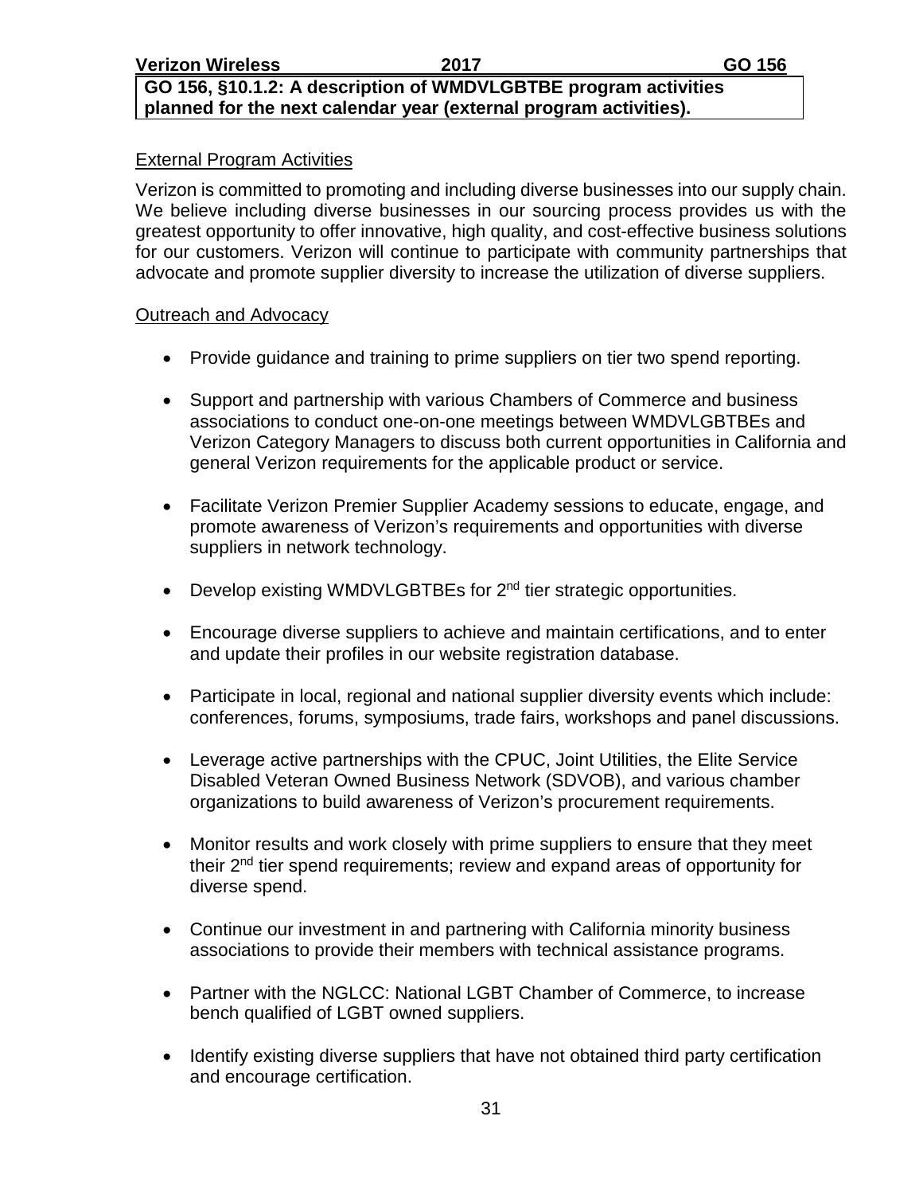**GO 156, §10.1.2: A description of WMDVLGBTBE program activities planned for the next calendar year (external program activities).**

External Program Activities

Verizon is committed to promoting and including diverse businesses into our supply chain. We believe including diverse businesses in our sourcing process provides us with the greatest opportunity to offer innovative, high quality, and cost-effective business solutions for our customers. Verizon will continue to participate with community partnerships that advocate and promote supplier diversity to increase the utilization of diverse suppliers.

Outreach and Advocacy

- Provide guidance and training to prime suppliers on tier two spend reporting.
- Support and partnership with various Chambers of Commerce and business associations to conduct one-on-one meetings between WMDVLGBTBEs and Verizon Category Managers to discuss both current opportunities in California and general Verizon requirements for the applicable product or service.
- Facilitate Verizon Premier Supplier Academy sessions to educate, engage, and promote awareness of Verizon's requirements and opportunities with diverse suppliers in network technology.
- Develop existing WMDVLGBTBEs for 2nd tier strategic opportunities.
- Encourage diverse suppliers to achieve and maintain certifications, and to enter and update their profiles in our website registration database.
- Participate in local, regional and national supplier diversity events which include: conferences, forums, symposiums, trade fairs, workshops and panel discussions.
- Leverage active partnerships with the CPUC, Joint Utilities, the Elite Service Disabled Veteran Owned Business Network (SDVOB), and various chamber organizations to build awareness of Verizon's procurement requirements.
- Monitor results and work closely with prime suppliers to ensure that they meet their 2nd tier spend requirements; review and expand areas of opportunity for diverse spend.
- Continue our investment in and partnering with California minority business associations to provide their members with technical assistance programs.
- Partner with the NGLCC: National LGBT Chamber of Commerce, to increase bench qualified of LGBT owned suppliers.
- Identify existing diverse suppliers that have not obtained third party certification and encourage certification.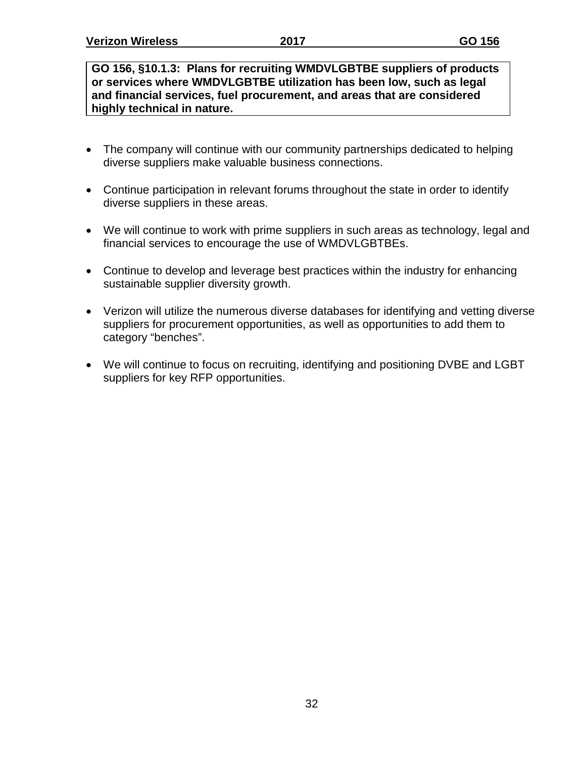**GO 156, §10.1.3: Plans for recruiting WMDVLGBTBE suppliers of products or services where WMDVLGBTBE utilization has been low, such as legal and financial services, fuel procurement, and areas that are considered highly technical in nature.**

- The company will continue with our community partnerships dedicated to helping diverse suppliers make valuable business connections.
- Continue participation in relevant forums throughout the state in order to identify diverse suppliers in these areas.
- We will continue to work with prime suppliers in such areas as technology, legal and financial services to encourage the use of WMDVLGBTBEs.
- Continue to develop and leverage best practices within the industry for enhancing sustainable supplier diversity growth.
- Verizon will utilize the numerous diverse databases for identifying and vetting diverse suppliers for procurement opportunities, as well as opportunities to add them to category "benches".
- We will continue to focus on recruiting, identifying and positioning DVBE and LGBT suppliers for key RFP opportunities.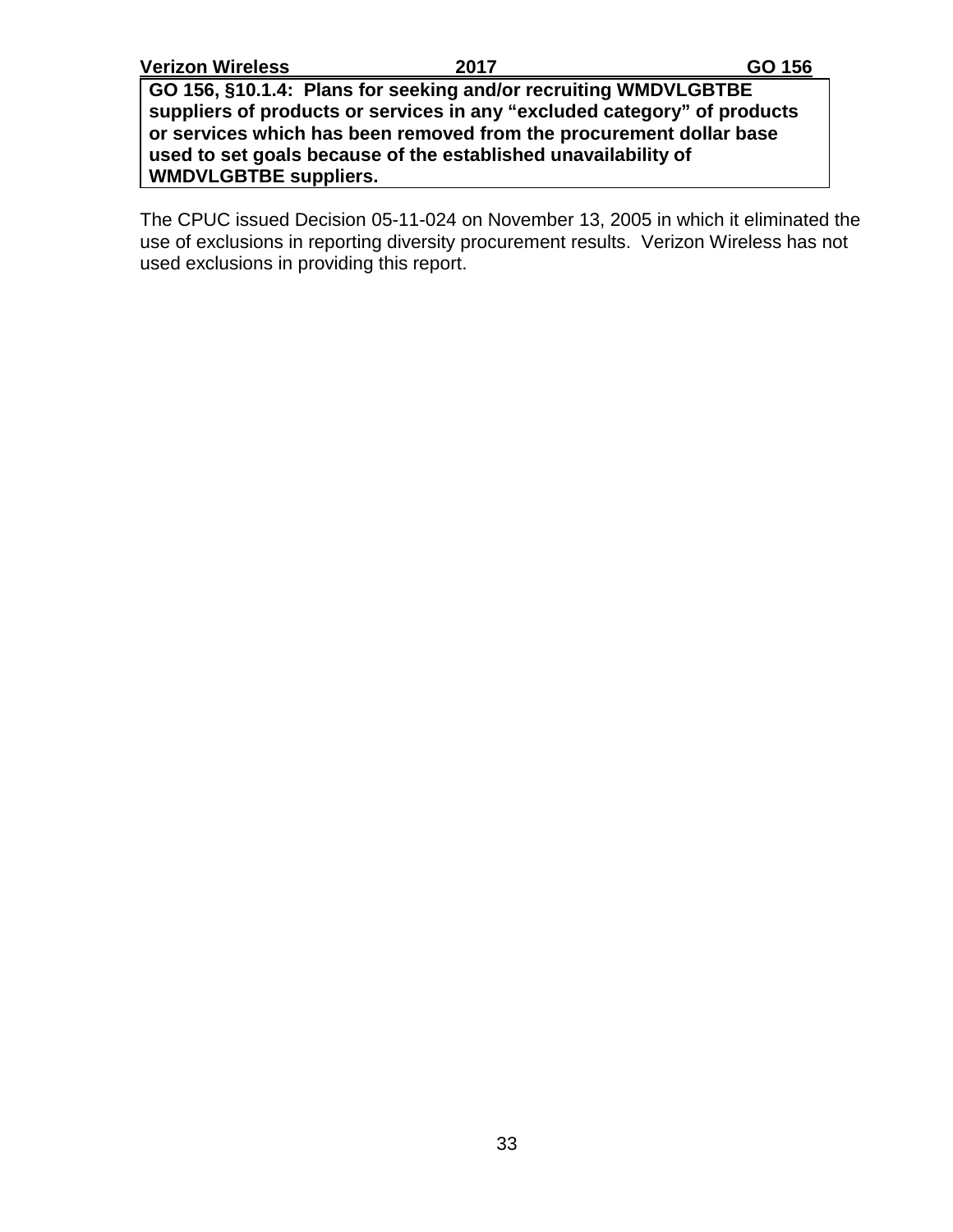**GO 156, §10.1.4: Plans for seeking and/or recruiting WMDVLGBTBE suppliers of products or services in any "excluded category" of products or services which has been removed from the procurement dollar base used to set goals because of the established unavailability of WMDVLGBTBE suppliers.**

The CPUC issued Decision 05-11-024 on November 13, 2005 in which it eliminated the use of exclusions in reporting diversity procurement results. Verizon Wireless has not used exclusions in providing this report.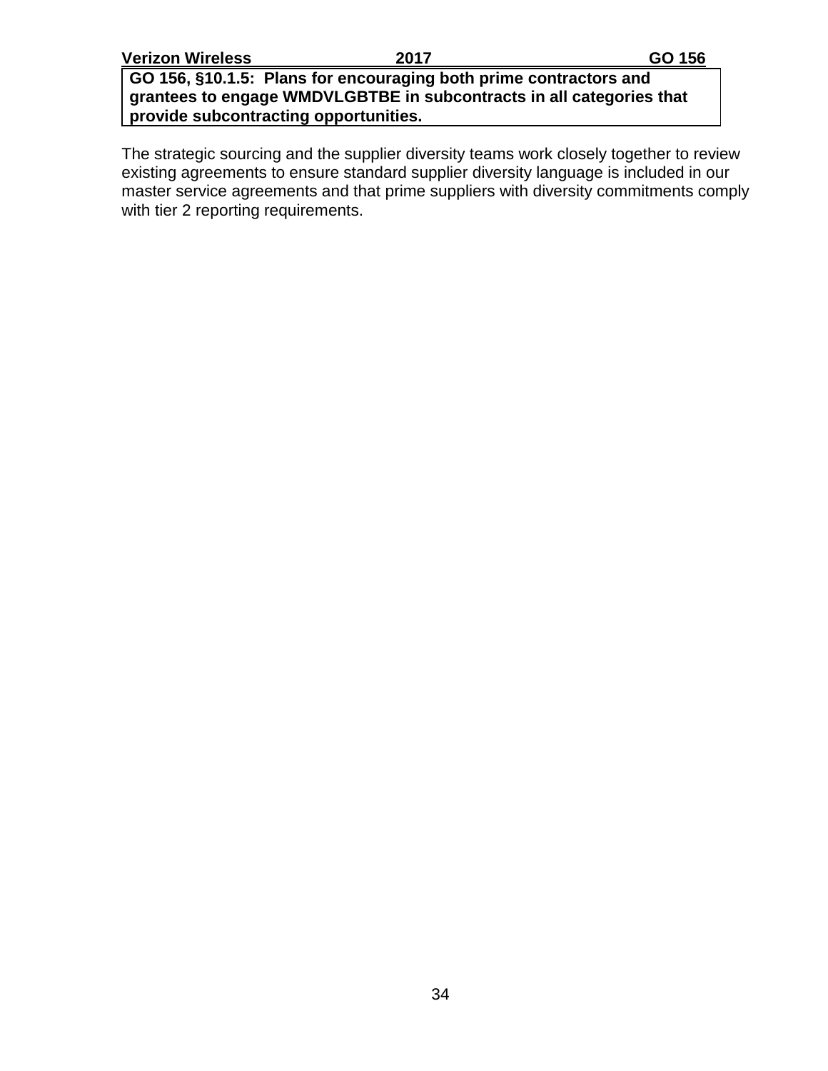**GO 156, §10.1.5: Plans for encouraging both prime contractors and grantees to engage WMDVLGBTBE in subcontracts in all categories that provide subcontracting opportunities.**

The strategic sourcing and the supplier diversity teams work closely together to review existing agreements to ensure standard supplier diversity language is included in our master service agreements and that prime suppliers with diversity commitments comply with tier 2 reporting requirements.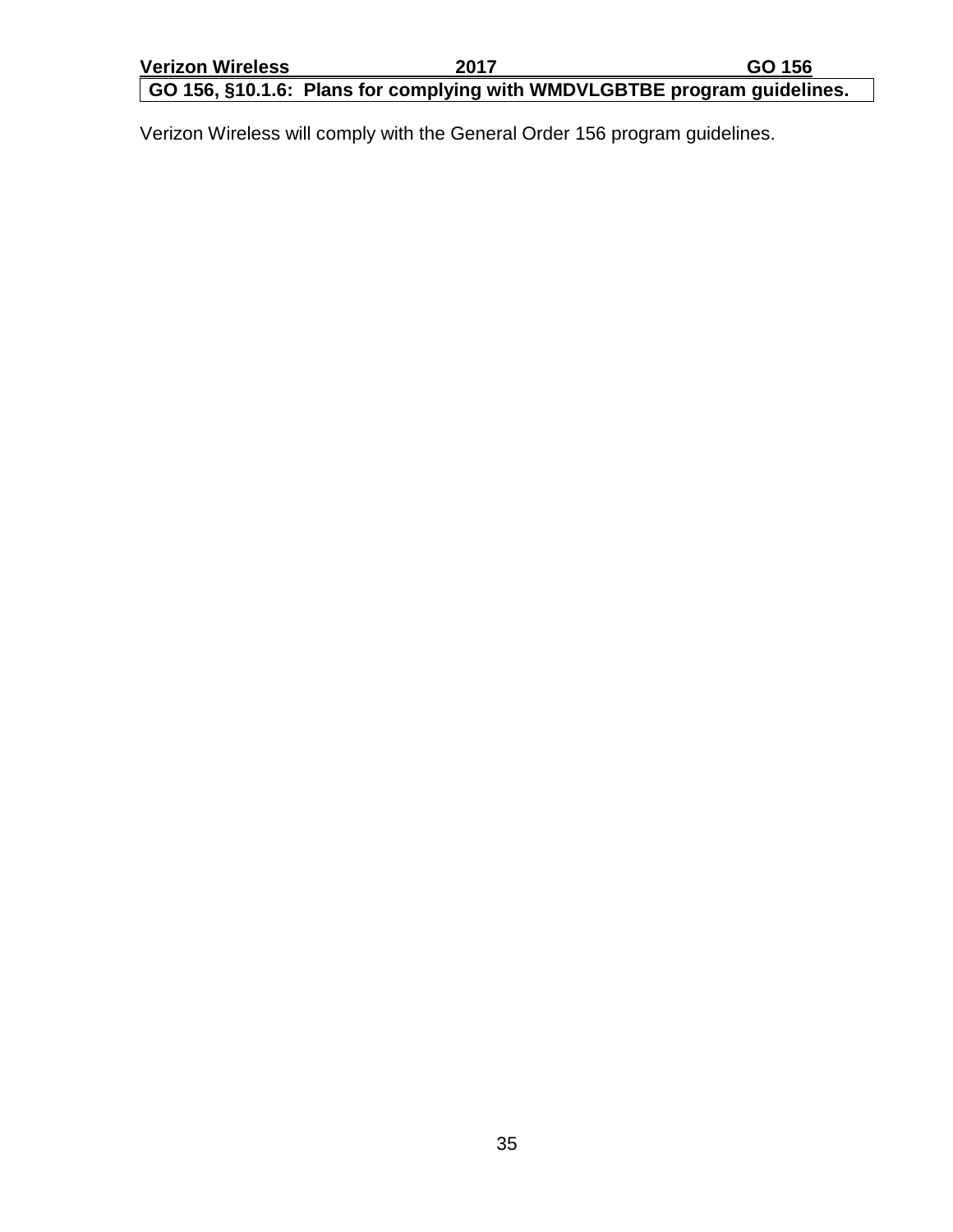## GO 156, §10.1.6: Plans for complying with WMDVLGBTBE program guidelines.

Verizon Wireless will comply with the General Order 156 program guidelines.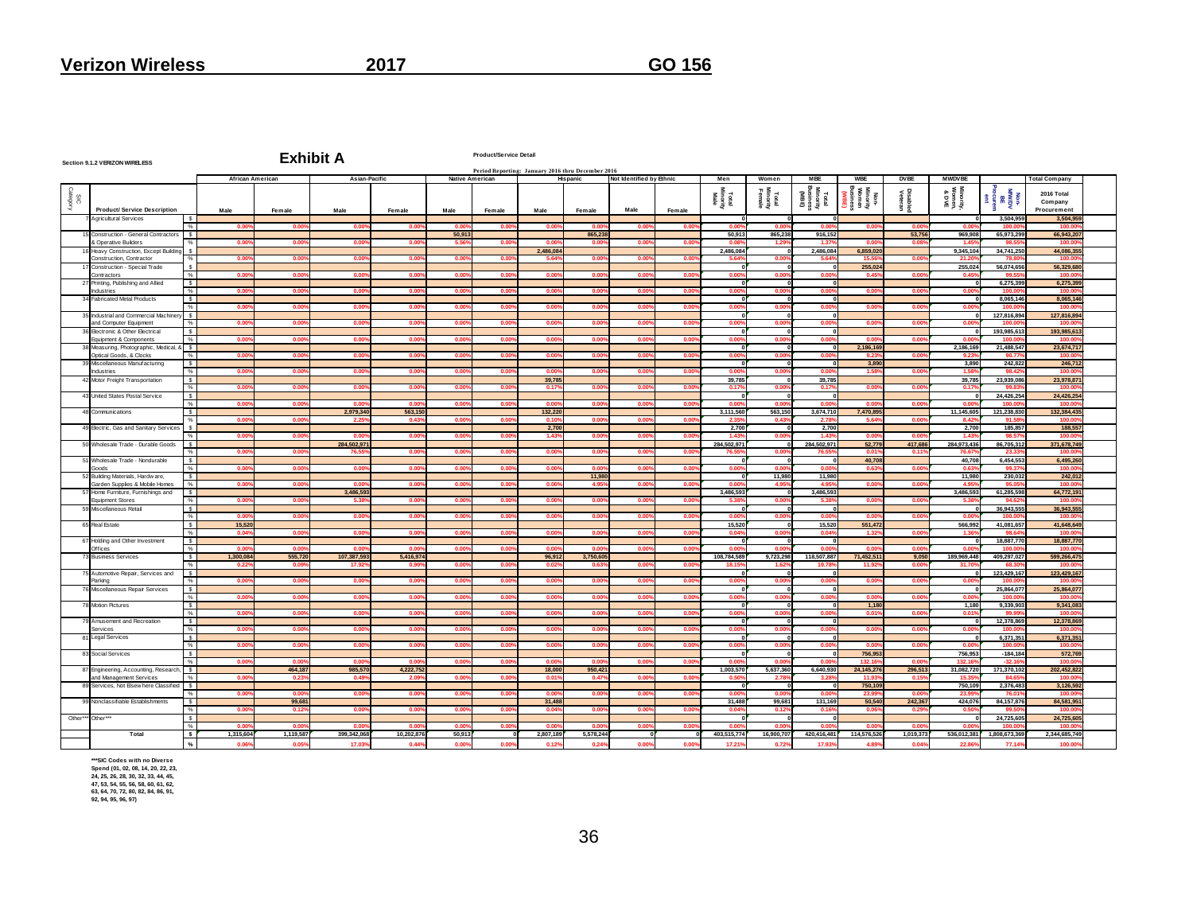# Verizon Wireless 2017 GO 156

Section 9.1.2 VERIZON WIRELESS

## Exhibit A

**Product/Service Detail**

Period Reporting: January 2016 thru December 2016

| SIC Category | Product/ Service Description | | African American Male | African American Female | Asian-Pacific Male | Asian-Pacific Female | Native American Male | Native American Female | Hispanic Male | Hispanic Female | Not Identified by Ethnic Male | Not Identified by Ethnic Female | Men Total Minority Male | Women Total Minority Female | MBE Total Minority Business (MBE) | WBE Non-Minority Women Business (WBE) | DVBE Disabled Veteran | MWDVBE Minority, Women, & DVE | Non-MWDVBE Procurement | Total Company 2016 Total Company Procurement |
|---|---|---|---|---|---|---|---|---|---|---|---|---|---|---|---|---|---|---|---|---|
| 7 | Agricultural Services | $ | | | | | | | | | | | 0 | 0 | 0 | | | 0 | 3,504,959 | 3,504,959 |
| | | % | 0.00% | 0.00% | 0.00% | 0.00% | 0.00% | 0.00% | 0.00% | 0.00% | 0.00% | 0.00% | 0.00% | 0.00% | 0.00% | 0.00% | 0.00% | 0.00% | 100.00% | 100.00% |
| 15 | Construction - General Contractors & Operative Builders | $ | | | | | 50,913 | | | 865,238 | | | 50,913 | 865,238 | 916,152 | | 53,756 | 969,908 | 65,973,299 | 66,943,207 |
| | | % | 0.00% | 0.00% | 0.00% | 0.00% | 5.56% | 0.00% | 0.00% | 0.00% | 0.00% | 0.00% | 0.08% | 1.29% | 1.37% | 0.00% | 0.08% | 1.45% | 98.55% | 100.00% |
| 16 | Heavy Construction, Except Building Construction, Contractor | $ | | | | | | | 2,486,084 | | | | 2,486,084 | 0 | 2,486,084 | 6,859,020 | | 9,345,104 | 34,741,250 | 44,086,355 |
| | | % | 0.00% | 0.00% | 0.00% | 0.00% | 0.00% | 0.00% | 5.64% | 0.00% | 0.00% | 0.00% | 5.64% | 0.00% | 5.64% | 15.56% | 0.00% | 21.20% | 78.80% | 100.00% |
| 17 | Construction - Special Trade Contractors | $ | | | | | | | | | | | 0 | 0 | 0 | 255,024 | | 255,024 | 56,074,656 | 56,329,680 |
| | | % | 0.00% | 0.00% | 0.00% | 0.00% | 0.00% | 0.00% | 0.00% | 0.00% | 0.00% | 0.00% | 0.00% | 0.00% | 0.00% | 0.45% | 0.00% | 0.45% | 99.55% | 100.00% |
| 27 | Printing, Publishing and Allied Industries | $ | | | | | | | | | | | 0 | 0 | 0 | | | 0 | 6,275,399 | 6,275,399 |
| | | % | 0.00% | 0.00% | 0.00% | 0.00% | 0.00% | 0.00% | 0.00% | 0.00% | 0.00% | 0.00% | 0.00% | 0.00% | 0.00% | 0.00% | 0.00% | 0.00% | 100.00% | 100.00% |
| 34 | Fabricated Metal Products | $ | | | | | | | | | | | 0 | 0 | 0 | | | 0 | 8,065,146 | 8,065,146 |
| | | % | 0.00% | 0.00% | 0.00% | 0.00% | 0.00% | 0.00% | 0.00% | 0.00% | 0.00% | 0.00% | 0.00% | 0.00% | 0.00% | 0.00% | 0.00% | 0.00% | 100.00% | 100.00% |
| 35 | Industrial and Commercial Machinery and Computer Equipment | $ | | | | | | | | | | | 0 | 0 | 0 | | | 0 | 127,816,894 | 127,816,894 |
| | | % | 0.00% | 0.00% | 0.00% | 0.00% | 0.00% | 0.00% | 0.00% | 0.00% | 0.00% | 0.00% | 0.00% | 0.00% | 0.00% | 0.00% | 0.00% | 0.00% | 100.00% | 100.00% |
| 36 | Electronic & Other Electrical Equipment & Components | $ | | | | | | | | | | | 0 | 0 | 0 | | | 0 | 193,985,613 | 193,985,613 |
| | | % | 0.00% | 0.00% | 0.00% | 0.00% | 0.00% | 0.00% | 0.00% | 0.00% | 0.00% | 0.00% | 0.00% | 0.00% | 0.00% | 0.00% | 0.00% | 0.00% | 100.00% | 100.00% |
| 38 | Measuring, Photographic, Medical, & Optical Goods, & Clocks | $ | | | | | | | | | | | 0 | 0 | 0 | 2,186,169 | | 2,186,169 | 21,488,547 | 23,674,717 |
| | | % | 0.00% | 0.00% | 0.00% | 0.00% | 0.00% | 0.00% | 0.00% | 0.00% | 0.00% | 0.00% | 0.00% | 0.00% | 0.00% | 9.23% | 0.00% | 9.23% | 90.77% | 100.00% |
| 39 | Miscellaneous Manufacturing Industries | $ | | | | | | | | | | | 0 | 0 | 0 | 3,890 | | 3,890 | 242,822 | 246,712 |
| | | % | 0.00% | 0.00% | 0.00% | 0.00% | 0.00% | 0.00% | 0.00% | 0.00% | 0.00% | 0.00% | 0.00% | 0.00% | 0.00% | 1.58% | 0.00% | 1.58% | 98.42% | 100.00% |
| 42 | Motor Freight Transportation | $ | | | | | | | 39,785 | | | | 39,785 | 0 | 39,785 | | | 39,785 | 23,939,086 | 23,978,871 |
| | | % | 0.00% | 0.00% | 0.00% | 0.00% | 0.00% | 0.00% | 0.17% | 0.00% | 0.00% | 0.00% | 0.17% | 0.00% | 0.17% | 0.00% | 0.00% | 0.17% | 99.83% | 100.00% |
| 43 | United States Postal Service | $ | | | | | | | | | | | 0 | 0 | 0 | | | 0 | 24,426,254 | 24,426,254 |
| | | % | 0.00% | 0.00% | 0.00% | 0.00% | 0.00% | 0.00% | 0.00% | 0.00% | 0.00% | 0.00% | 0.00% | 0.00% | 0.00% | 0.00% | 0.00% | 0.00% | 100.00% | 100.00% |
| 48 | Communications | $ | | | 2,979,340 | 563,150 | | | 132,220 | | | | 3,111,560 | 563,150 | 3,674,710 | 7,470,895 | | 11,145,605 | 121,238,830 | 132,384,435 |
| | | % | 0.00% | 0.00% | 2.25% | 0.43% | 0.00% | 0.00% | 0.10% | 0.00% | 0.00% | 0.00% | 2.35% | 0.43% | 2.78% | 5.64% | 0.00% | 8.42% | 91.58% | 100.00% |
| 49 | Electric, Gas and Sanitary Services | $ | | | | | | | 2,700 | | | | 2,700 | 0 | 2,700 | | | 2,700 | 185,857 | 188,557 |
| | | % | 0.00% | 0.00% | 0.00% | 0.00% | 0.00% | 0.00% | 1.43% | 0.00% | 0.00% | 0.00% | 1.43% | 0.00% | 1.43% | 0.00% | 0.00% | 1.43% | 98.57% | 100.00% |
| 50 | Wholesale Trade - Durable Goods | $ | | | 284,502,971 | | | | | | | | 284,502,971 | 0 | 284,502,971 | 52,779 | 417,686 | 284,973,436 | 86,705,312 | 371,678,749 |
| | | % | 0.00% | 0.00% | 76.55% | 0.00% | 0.00% | 0.00% | 0.00% | 0.00% | 0.00% | 0.00% | 76.55% | 0.00% | 76.55% | 0.01% | 0.11% | 76.67% | 23.33% | 100.00% |
| 51 | Wholesale Trade - Nondurable Goods | $ | | | | | | | | | | | 0 | 0 | 0 | 40,708 | | 40,708 | 6,454,553 | 6,495,260 |
| | | % | 0.00% | 0.00% | 0.00% | 0.00% | 0.00% | 0.00% | 0.00% | 0.00% | 0.00% | 0.00% | 0.00% | 0.00% | 0.00% | 0.63% | 0.00% | 0.63% | 99.37% | 100.00% |
| 52 | Building Materials, Hardware, Garden Supplies & Mobile Homes | $ | | | | | | | | 11,980 | | | 0 | 11,980 | 11,980 | | | 11,980 | 230,032 | 242,012 |
| | | % | 0.00% | 0.00% | 0.00% | 0.00% | 0.00% | 0.00% | 0.00% | 4.95% | 0.00% | 0.00% | 0.00% | 4.95% | 4.95% | 0.00% | 0.00% | 4.95% | 95.05% | 100.00% |
| 57 | Home Furniture, Furnishings and Equipment Stores | $ | | | 3,486,593 | | | | | | | | 3,486,593 | 0 | 3,486,593 | | | 3,486,593 | 61,285,598 | 64,772,191 |
| | | % | 0.00% | 0.00% | 5.38% | 0.00% | 0.00% | 0.00% | 0.00% | 0.00% | 0.00% | 0.00% | 5.38% | 0.00% | 5.38% | 0.00% | 0.00% | 5.38% | 94.62% | 100.00% |
| 59 | Miscellaneous Retail | $ | | | | | | | | | | | 0 | 0 | 0 | | | 0 | 36,943,555 | 36,943,555 |
| | | % | 0.00% | 0.00% | 0.00% | 0.00% | 0.00% | 0.00% | 0.00% | 0.00% | 0.00% | 0.00% | 0.00% | 0.00% | 0.00% | 0.00% | 0.00% | 0.00% | 100.00% | 100.00% |
| 65 | Real Estate | $ | 15,520 | | | | | | | | | | 15,520 | 0 | 15,520 | 551,472 | | 566,992 | 41,081,657 | 41,648,649 |
| | | % | 0.04% | 0.00% | 0.00% | 0.00% | 0.00% | 0.00% | 0.00% | 0.00% | 0.00% | 0.00% | 0.04% | 0.00% | 0.04% | 1.32% | 0.00% | 1.36% | 98.64% | 100.00% |
| 67 | Holding and Other Investment Offices | $ | | | | | | | | | | | 0 | 0 | 0 | | | 0 | 18,887,770 | 18,887,770 |
| | | % | 0.00% | 0.00% | 0.00% | 0.00% | 0.00% | 0.00% | 0.00% | 0.00% | 0.00% | 0.00% | 0.00% | 0.00% | 0.00% | 0.00% | 0.00% | 0.00% | 100.00% | 100.00% |
| 73 | Business Services | $ | 1,300,084 | 555,720 | 107,387,593 | 5,416,974 | | | 96,912 | 3,750,605 | | | 108,784,589 | 9,723,298 | 118,507,887 | 71,452,511 | 9,050 | 189,969,448 | 409,297,027 | 599,266,475 |
| | | % | 0.22% | 0.09% | 17.92% | 0.90% | 0.00% | 0.00% | 0.02% | 0.63% | 0.00% | 0.00% | 18.15% | 1.62% | 19.78% | 11.92% | 0.00% | 31.70% | 68.30% | 100.00% |
| 75 | Automotive Repair, Services and Parking | $ | | | | | | | | | | | 0 | 0 | 0 | | | 0 | 123,429,167 | 123,429,167 |
| | | % | 0.00% | 0.00% | 0.00% | 0.00% | 0.00% | 0.00% | 0.00% | 0.00% | 0.00% | 0.00% | 0.00% | 0.00% | 0.00% | 0.00% | 0.00% | 0.00% | 100.00% | 100.00% |
| 76 | Miscellaneous Repair Services | $ | | | | | | | | | | | 0 | 0 | 0 | | | 0 | 25,864,077 | 25,864,077 |
| | | % | 0.00% | 0.00% | 0.00% | 0.00% | 0.00% | 0.00% | 0.00% | 0.00% | 0.00% | 0.00% | 0.00% | 0.00% | 0.00% | 0.00% | 0.00% | 0.00% | 100.00% | 100.00% |
| 78 | Motion Pictures | $ | | | | | | | | | | | 0 | 0 | 0 | 1,180 | | 1,180 | 9,339,903 | 9,341,083 |
| | | % | 0.00% | 0.00% | 0.00% | 0.00% | 0.00% | 0.00% | 0.00% | 0.00% | 0.00% | 0.00% | 0.00% | 0.00% | 0.00% | 0.01% | 0.00% | 0.01% | 99.99% | 100.00% |
| 79 | Amusement and Recreation Services | $ | | | | | | | | | | | 0 | 0 | 0 | | | 0 | 12,378,869 | 12,378,869 |
| | | % | 0.00% | 0.00% | 0.00% | 0.00% | 0.00% | 0.00% | 0.00% | 0.00% | 0.00% | 0.00% | 0.00% | 0.00% | 0.00% | 0.00% | 0.00% | 0.00% | 100.00% | 100.00% |
| 81 | Legal Services | $ | | | | | | | | | | | 0 | 0 | 0 | | | 0 | 6,371,351 | 6,371,351 |
| | | % | 0.00% | 0.00% | 0.00% | 0.00% | 0.00% | 0.00% | 0.00% | 0.00% | 0.00% | 0.00% | 0.00% | 0.00% | 0.00% | 0.00% | 0.00% | 0.00% | 100.00% | 100.00% |
| 83 | Social Services | $ | | | | | | | | | | | 0 | 0 | 0 | 756,953 | | 756,953 | -184,184 | 572,769 |
| | | % | 0.00% | 0.00% | 0.00% | 0.00% | 0.00% | 0.00% | 0.00% | 0.00% | 0.00% | 0.00% | 0.00% | 0.00% | 0.00% | 132.16% | 0.00% | 132.16% | -32.16% | 100.00% |
| 87 | Engineering, Accounting, Research, and Management Services | $ | | 464,187 | 985,570 | 4,222,752 | | | 18,000 | 950,421 | | | 1,003,570 | 5,637,360 | 6,640,930 | 24,145,276 | 296,513 | 31,082,720 | 171,370,102 | 202,452,822 |
| | | % | 0.00% | 0.23% | 0.49% | 2.09% | 0.00% | 0.00% | 0.01% | 0.47% | 0.00% | 0.00% | 0.50% | 2.78% | 3.28% | 11.93% | 0.15% | 15.35% | 84.65% | 100.00% |
| 89 | Services, Not Elsewhere Classified | $ | | | | | | | | | | | 0 | 0 | 0 | 750,109 | | 750,109 | 2,376,483 | 3,126,592 |
| | | % | 0.00% | 0.00% | 0.00% | 0.00% | 0.00% | 0.00% | 0.00% | 0.00% | 0.00% | 0.00% | 0.00% | 0.00% | 0.00% | 23.99% | 0.00% | 23.99% | 76.01% | 100.00% |
| 99 | Nonclassifiable Establishments | $ | | 99,681 | | | | | 31,488 | | | | 31,488 | 99,681 | 131,169 | 50,540 | 242,367 | 424,076 | 84,157,876 | 84,581,951 |
| | | % | 0.00% | 0.12% | 0.00% | 0.00% | 0.00% | 0.00% | 0.04% | 0.00% | 0.00% | 0.00% | 0.04% | 0.12% | 0.16% | 0.06% | 0.29% | 0.50% | 99.50% | 100.00% |
| Other*** | Other*** | $ | | | | | | | | | | | 0 | 0 | 0 | | | 0 | 24,725,605 | 24,725,605 |
| | | % | 0.00% | 0.00% | 0.00% | 0.00% | 0.00% | 0.00% | 0.00% | 0.00% | 0.00% | 0.00% | 0.00% | 0.00% | 0.00% | 0.00% | 0.00% | 0.00% | 100.00% | 100.00% |
| | Total | $ | 1,315,604 | 1,119,587 | 399,342,068 | 10,202,876 | 50,913 | 0 | 2,807,189 | 5,578,244 | 0 | 0 | 403,515,774 | 16,900,707 | 420,416,481 | 114,576,526 | 1,019,373 | 536,012,381 | 1,808,673,369 | 2,344,685,749 |
| | | % | 0.06% | 0.05% | 17.03% | 0.44% | 0.00% | 0.00% | 0.12% | 0.24% | 0.00% | 0.00% | 17.21% | 0.72% | 17.93% | 4.89% | 0.04% | 22.86% | 77.14% | 100.00% |

***SIC Codes with no Diverse Spend (01, 02, 08, 14, 20, 22, 23, 24, 25, 26, 28, 30, 32, 33, 44, 45, 47, 53, 54, 55, 56, 58, 60, 61, 62, 63, 64, 70, 72, 80, 82, 84, 86, 91, 92, 94, 95, 96, 97)